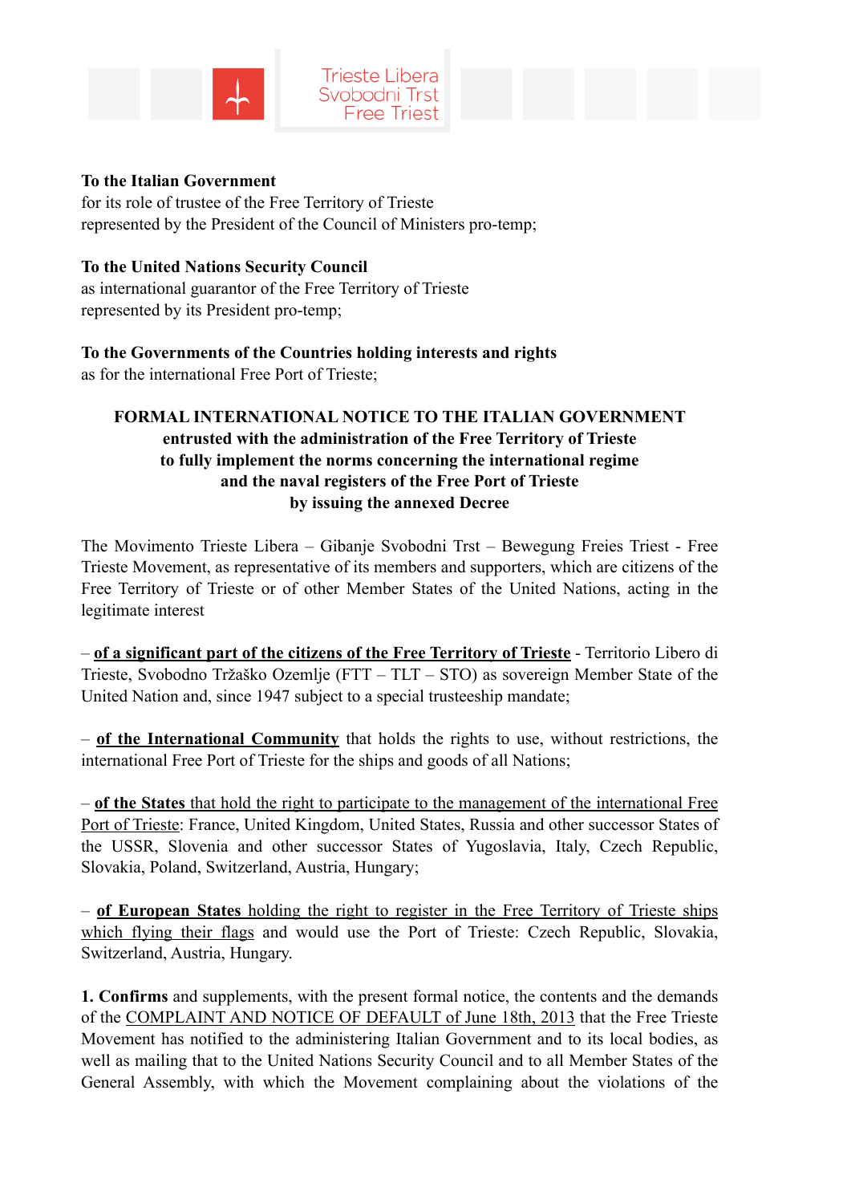Trieste Libera
Svobodni Trst
Free Triest

**To the Italian Government**
for its role of trustee of the Free Territory of Trieste
represented by the President of the Council of Ministers pro-temp;

**To the United Nations Security Council**
as international guarantor of the Free Territory of Trieste
represented by its President pro-temp;

**To the Governments of the Countries holding interests and rights**
as for the international Free Port of Trieste;

**FORMAL INTERNATIONAL NOTICE TO THE ITALIAN GOVERNMENT entrusted with the administration of the Free Territory of Trieste to fully implement the norms concerning the international regime and the naval registers of the Free Port of Trieste by issuing the annexed Decree**

The Movimento Trieste Libera – Gibanje Svobodni Trst – Bewegung Freies Triest - Free Trieste Movement, as representative of its members and supporters, which are citizens of the Free Territory of Trieste or of other Member States of the United Nations, acting in the legitimate interest

– **of a significant part of the citizens of the Free Territory of Trieste** - Territorio Libero di Trieste, Svobodno Tržaško Ozemlje (FTT – TLT – STO) as sovereign Member State of the United Nation and, since 1947 subject to a special trusteeship mandate;

– **of the International Community** that holds the rights to use, without restrictions, the international Free Port of Trieste for the ships and goods of all Nations;

– **of the States** that hold the right to participate to the management of the international Free Port of Trieste: France, United Kingdom, United States, Russia and other successor States of the USSR, Slovenia and other successor States of Yugoslavia, Italy, Czech Republic, Slovakia, Poland, Switzerland, Austria, Hungary;

– **of European States** holding the right to register in the Free Territory of Trieste ships which flying their flags and would use the Port of Trieste: Czech Republic, Slovakia, Switzerland, Austria, Hungary.

**1. Confirms** and supplements, with the present formal notice, the contents and the demands of the COMPLAINT AND NOTICE OF DEFAULT of June 18th, 2013 that the Free Trieste Movement has notified to the administering Italian Government and to its local bodies, as well as mailing that to the United Nations Security Council and to all Member States of the General Assembly, with which the Movement complaining about the violations of the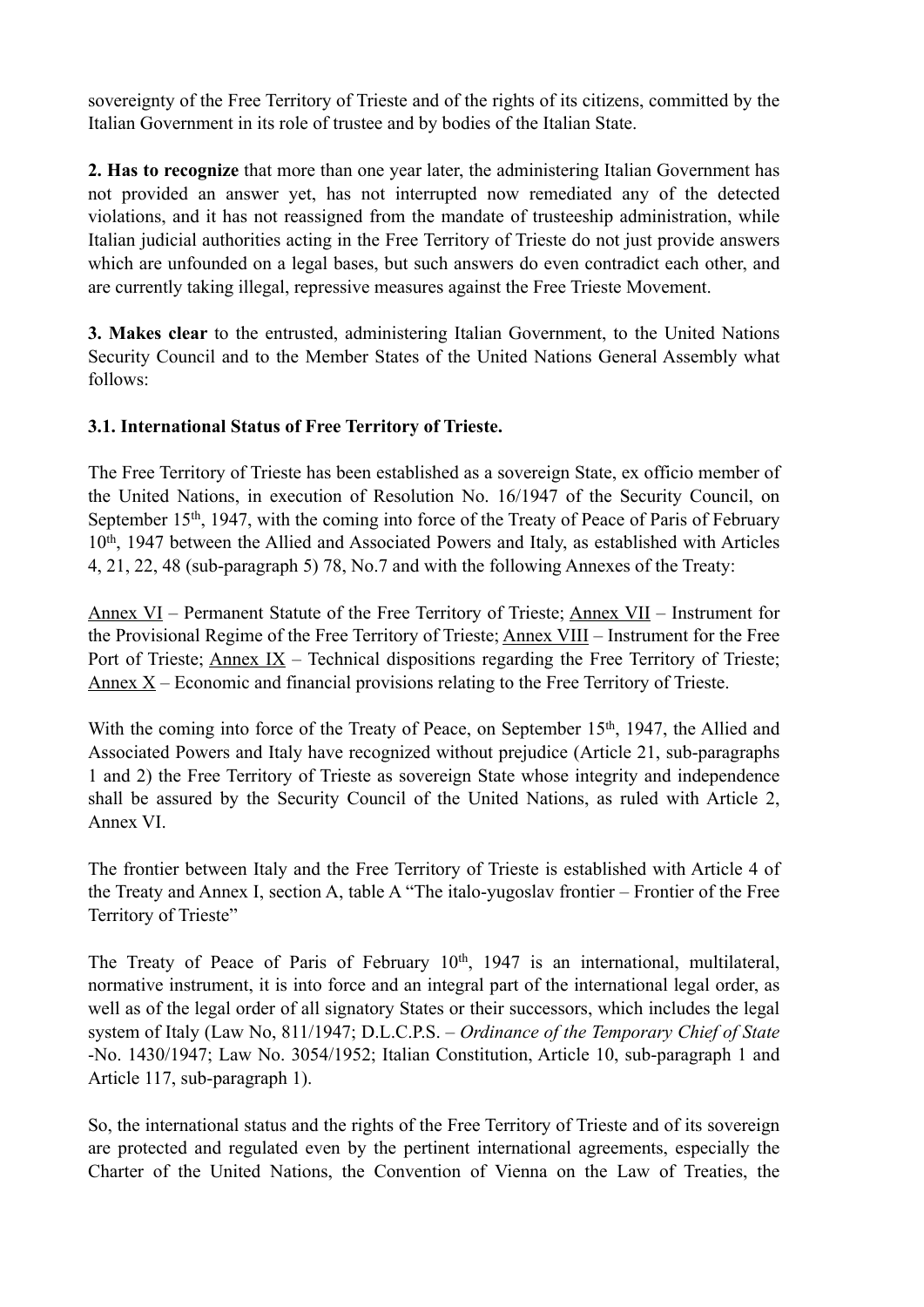sovereignty of the Free Territory of Trieste and of the rights of its citizens, committed by the Italian Government in its role of trustee and by bodies of the Italian State.

**2. Has to recognize** that more than one year later, the administering Italian Government has not provided an answer yet, has not interrupted now remediated any of the detected violations, and it has not reassigned from the mandate of trusteeship administration, while Italian judicial authorities acting in the Free Territory of Trieste do not just provide answers which are unfounded on a legal bases, but such answers do even contradict each other, and are currently taking illegal, repressive measures against the Free Trieste Movement.

**3. Makes clear** to the entrusted, administering Italian Government, to the United Nations Security Council and to the Member States of the United Nations General Assembly what follows:

**3.1. International Status of Free Territory of Trieste.**

The Free Territory of Trieste has been established as a sovereign State, ex officio member of the United Nations, in execution of Resolution No. 16/1947 of the Security Council, on September 15th, 1947, with the coming into force of the Treaty of Peace of Paris of February 10th, 1947 between the Allied and Associated Powers and Italy, as established with Articles 4, 21, 22, 48 (sub-paragraph 5) 78, No.7 and with the following Annexes of the Treaty:

Annex VI – Permanent Statute of the Free Territory of Trieste; Annex VII – Instrument for the Provisional Regime of the Free Territory of Trieste; Annex VIII – Instrument for the Free Port of Trieste; Annex IX – Technical dispositions regarding the Free Territory of Trieste; Annex X – Economic and financial provisions relating to the Free Territory of Trieste.

With the coming into force of the Treaty of Peace, on September 15th, 1947, the Allied and Associated Powers and Italy have recognized without prejudice (Article 21, sub-paragraphs 1 and 2) the Free Territory of Trieste as sovereign State whose integrity and independence shall be assured by the Security Council of the United Nations, as ruled with Article 2, Annex VI.

The frontier between Italy and the Free Territory of Trieste is established with Article 4 of the Treaty and Annex I, section A, table A "The italo-yugoslav frontier – Frontier of the Free Territory of Trieste"

The Treaty of Peace of Paris of February 10th, 1947 is an international, multilateral, normative instrument, it is into force and an integral part of the international legal order, as well as of the legal order of all signatory States or their successors, which includes the legal system of Italy (Law No, 811/1947; D.L.C.P.S. – *Ordinance of the Temporary Chief of State* -No. 1430/1947; Law No. 3054/1952; Italian Constitution, Article 10, sub-paragraph 1 and Article 117, sub-paragraph 1).

So, the international status and the rights of the Free Territory of Trieste and of its sovereign are protected and regulated even by the pertinent international agreements, especially the Charter of the United Nations, the Convention of Vienna on the Law of Treaties, the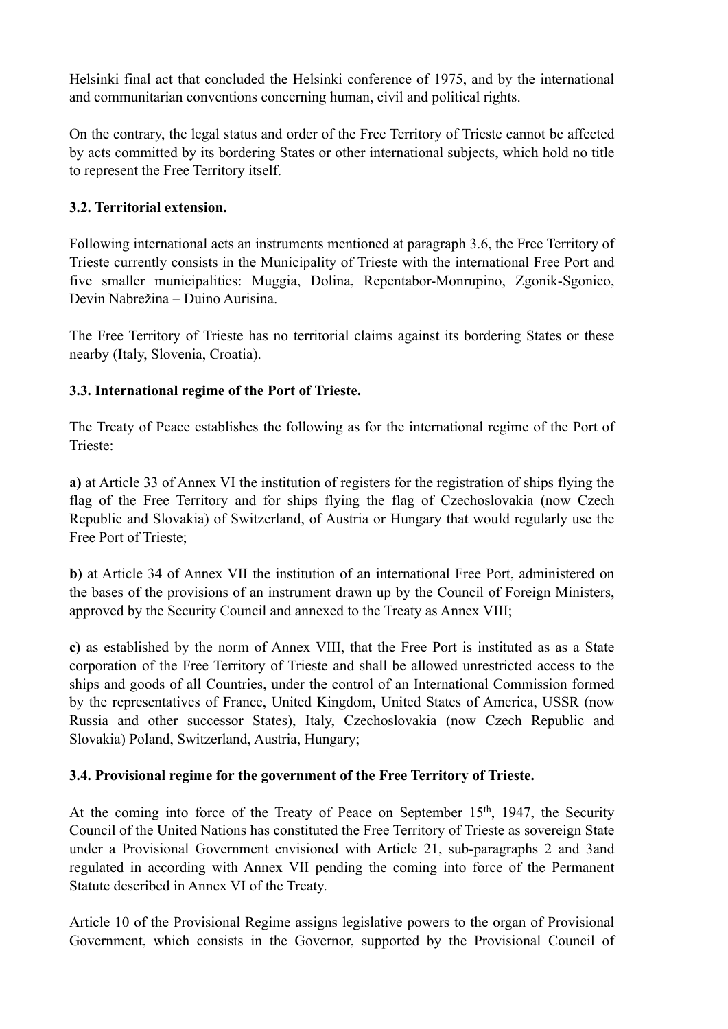Helsinki final act that concluded the Helsinki conference of 1975, and by the international and communitarian conventions concerning human, civil and political rights.

On the contrary, the legal status and order of the Free Territory of Trieste cannot be affected by acts committed by its bordering States or other international subjects, which hold no title to represent the Free Territory itself.

**3.2. Territorial extension.**

Following international acts an instruments mentioned at paragraph 3.6, the Free Territory of Trieste currently consists in the Municipality of Trieste with the international Free Port and five smaller municipalities: Muggia, Dolina, Repentabor-Monrupino, Zgonik-Sgonico, Devin Nabrežina – Duino Aurisina.

The Free Territory of Trieste has no territorial claims against its bordering States or these nearby (Italy, Slovenia, Croatia).

**3.3. International regime of the Port of Trieste.**

The Treaty of Peace establishes the following as for the international regime of the Port of Trieste:

**a)** at Article 33 of Annex VI the institution of registers for the registration of ships flying the flag of the Free Territory and for ships flying the flag of Czechoslovakia (now Czech Republic and Slovakia) of Switzerland, of Austria or Hungary that would regularly use the Free Port of Trieste;

**b)** at Article 34 of Annex VII the institution of an international Free Port, administered on the bases of the provisions of an instrument drawn up by the Council of Foreign Ministers, approved by the Security Council and annexed to the Treaty as Annex VIII;

**c)** as established by the norm of Annex VIII, that the Free Port is instituted as as a State corporation of the Free Territory of Trieste and shall be allowed unrestricted access to the ships and goods of all Countries, under the control of an International Commission formed by the representatives of France, United Kingdom, United States of America, USSR (now Russia and other successor States), Italy, Czechoslovakia (now Czech Republic and Slovakia) Poland, Switzerland, Austria, Hungary;

**3.4. Provisional regime for the government of the Free Territory of Trieste.**

At the coming into force of the Treaty of Peace on September 15th, 1947, the Security Council of the United Nations has constituted the Free Territory of Trieste as sovereign State under a Provisional Government envisioned with Article 21, sub-paragraphs 2 and 3and regulated in according with Annex VII pending the coming into force of the Permanent Statute described in Annex VI of the Treaty.

Article 10 of the Provisional Regime assigns legislative powers to the organ of Provisional Government, which consists in the Governor, supported by the Provisional Council of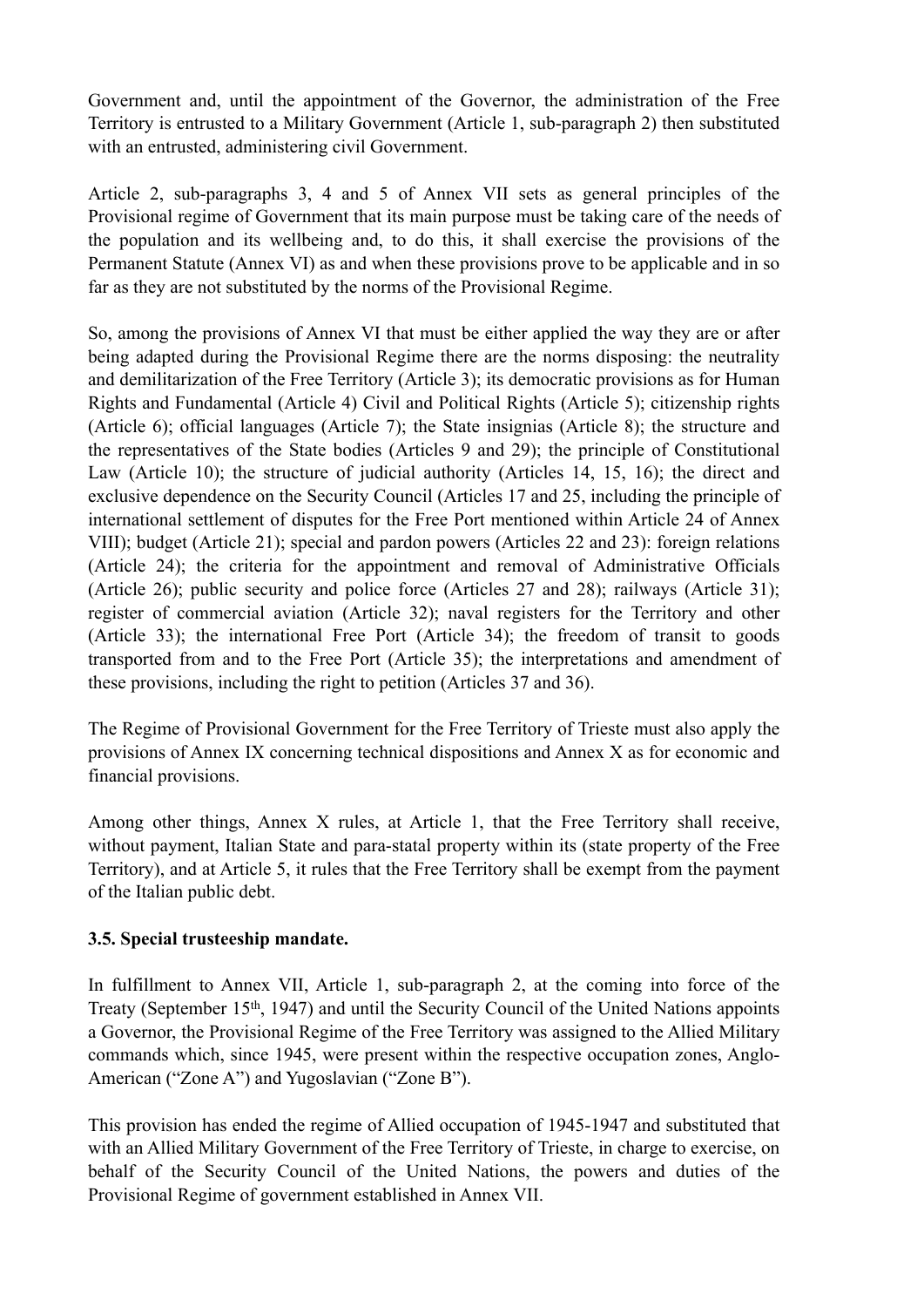Government and, until the appointment of the Governor, the administration of the Free Territory is entrusted to a Military Government (Article 1, sub-paragraph 2) then substituted with an entrusted, administering civil Government.

Article 2, sub-paragraphs 3, 4 and 5 of Annex VII sets as general principles of the Provisional regime of Government that its main purpose must be taking care of the needs of the population and its wellbeing and, to do this, it shall exercise the provisions of the Permanent Statute (Annex VI) as and when these provisions prove to be applicable and in so far as they are not substituted by the norms of the Provisional Regime.

So, among the provisions of Annex VI that must be either applied the way they are or after being adapted during the Provisional Regime there are the norms disposing: the neutrality and demilitarization of the Free Territory (Article 3); its democratic provisions as for Human Rights and Fundamental (Article 4) Civil and Political Rights (Article 5); citizenship rights (Article 6); official languages (Article 7); the State insignias (Article 8); the structure and the representatives of the State bodies (Articles 9 and 29); the principle of Constitutional Law (Article 10); the structure of judicial authority (Articles 14, 15, 16); the direct and exclusive dependence on the Security Council (Articles 17 and 25, including the principle of international settlement of disputes for the Free Port mentioned within Article 24 of Annex VIII); budget (Article 21); special and pardon powers (Articles 22 and 23): foreign relations (Article 24); the criteria for the appointment and removal of Administrative Officials (Article 26); public security and police force (Articles 27 and 28); railways (Article 31); register of commercial aviation (Article 32); naval registers for the Territory and other (Article 33); the international Free Port (Article 34); the freedom of transit to goods transported from and to the Free Port (Article 35); the interpretations and amendment of these provisions, including the right to petition (Articles 37 and 36).

The Regime of Provisional Government for the Free Territory of Trieste must also apply the provisions of Annex IX concerning technical dispositions and Annex X as for economic and financial provisions.

Among other things, Annex X rules, at Article 1, that the Free Territory shall receive, without payment, Italian State and para-statal property within its (state property of the Free Territory), and at Article 5, it rules that the Free Territory shall be exempt from the payment of the Italian public debt.

### 3.5. Special trusteeship mandate.

In fulfillment to Annex VII, Article 1, sub-paragraph 2, at the coming into force of the Treaty (September 15th, 1947) and until the Security Council of the United Nations appoints a Governor, the Provisional Regime of the Free Territory was assigned to the Allied Military commands which, since 1945, were present within the respective occupation zones, Anglo-American ("Zone A") and Yugoslavian ("Zone B").

This provision has ended the regime of Allied occupation of 1945-1947 and substituted that with an Allied Military Government of the Free Territory of Trieste, in charge to exercise, on behalf of the Security Council of the United Nations, the powers and duties of the Provisional Regime of government established in Annex VII.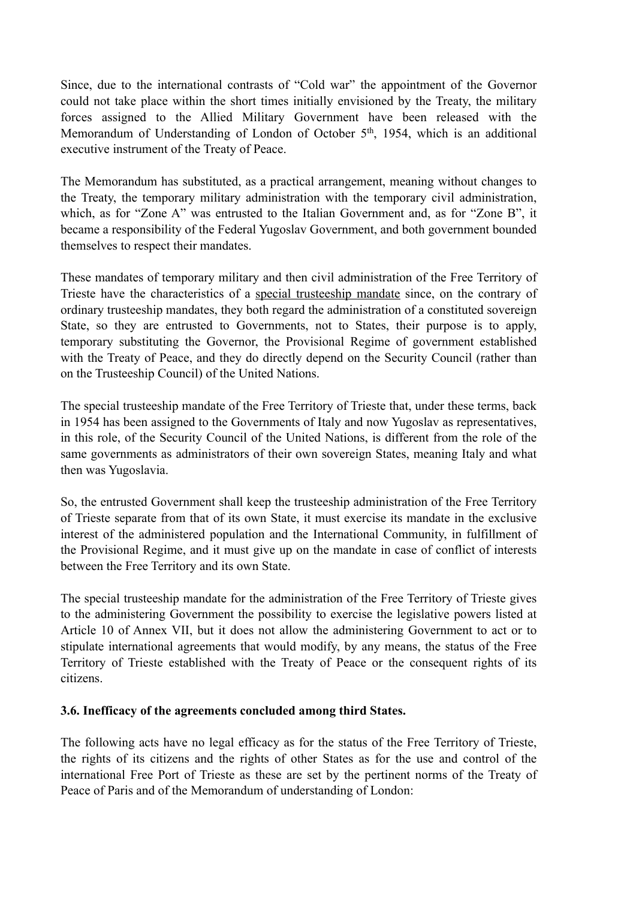Since, due to the international contrasts of "Cold war" the appointment of the Governor could not take place within the short times initially envisioned by the Treaty, the military forces assigned to the Allied Military Government have been released with the Memorandum of Understanding of London of October 5th, 1954, which is an additional executive instrument of the Treaty of Peace.

The Memorandum has substituted, as a practical arrangement, meaning without changes to the Treaty, the temporary military administration with the temporary civil administration, which, as for "Zone A" was entrusted to the Italian Government and, as for "Zone B", it became a responsibility of the Federal Yugoslav Government, and both government bounded themselves to respect their mandates.

These mandates of temporary military and then civil administration of the Free Territory of Trieste have the characteristics of a <u>special trusteeship mandate</u> since, on the contrary of ordinary trusteeship mandates, they both regard the administration of a constituted sovereign State, so they are entrusted to Governments, not to States, their purpose is to apply, temporary substituting the Governor, the Provisional Regime of government established with the Treaty of Peace, and they do directly depend on the Security Council (rather than on the Trusteeship Council) of the United Nations.

The special trusteeship mandate of the Free Territory of Trieste that, under these terms, back in 1954 has been assigned to the Governments of Italy and now Yugoslav as representatives, in this role, of the Security Council of the United Nations, is different from the role of the same governments as administrators of their own sovereign States, meaning Italy and what then was Yugoslavia.

So, the entrusted Government shall keep the trusteeship administration of the Free Territory of Trieste separate from that of its own State, it must exercise its mandate in the exclusive interest of the administered population and the International Community, in fulfillment of the Provisional Regime, and it must give up on the mandate in case of conflict of interests between the Free Territory and its own State.

The special trusteeship mandate for the administration of the Free Territory of Trieste gives to the administering Government the possibility to exercise the legislative powers listed at Article 10 of Annex VII, but it does not allow the administering Government to act or to stipulate international agreements that would modify, by any means, the status of the Free Territory of Trieste established with the Treaty of Peace or the consequent rights of its citizens.

### 3.6. Inefficacy of the agreements concluded among third States.

The following acts have no legal efficacy as for the status of the Free Territory of Trieste, the rights of its citizens and the rights of other States as for the use and control of the international Free Port of Trieste as these are set by the pertinent norms of the Treaty of Peace of Paris and of the Memorandum of understanding of London: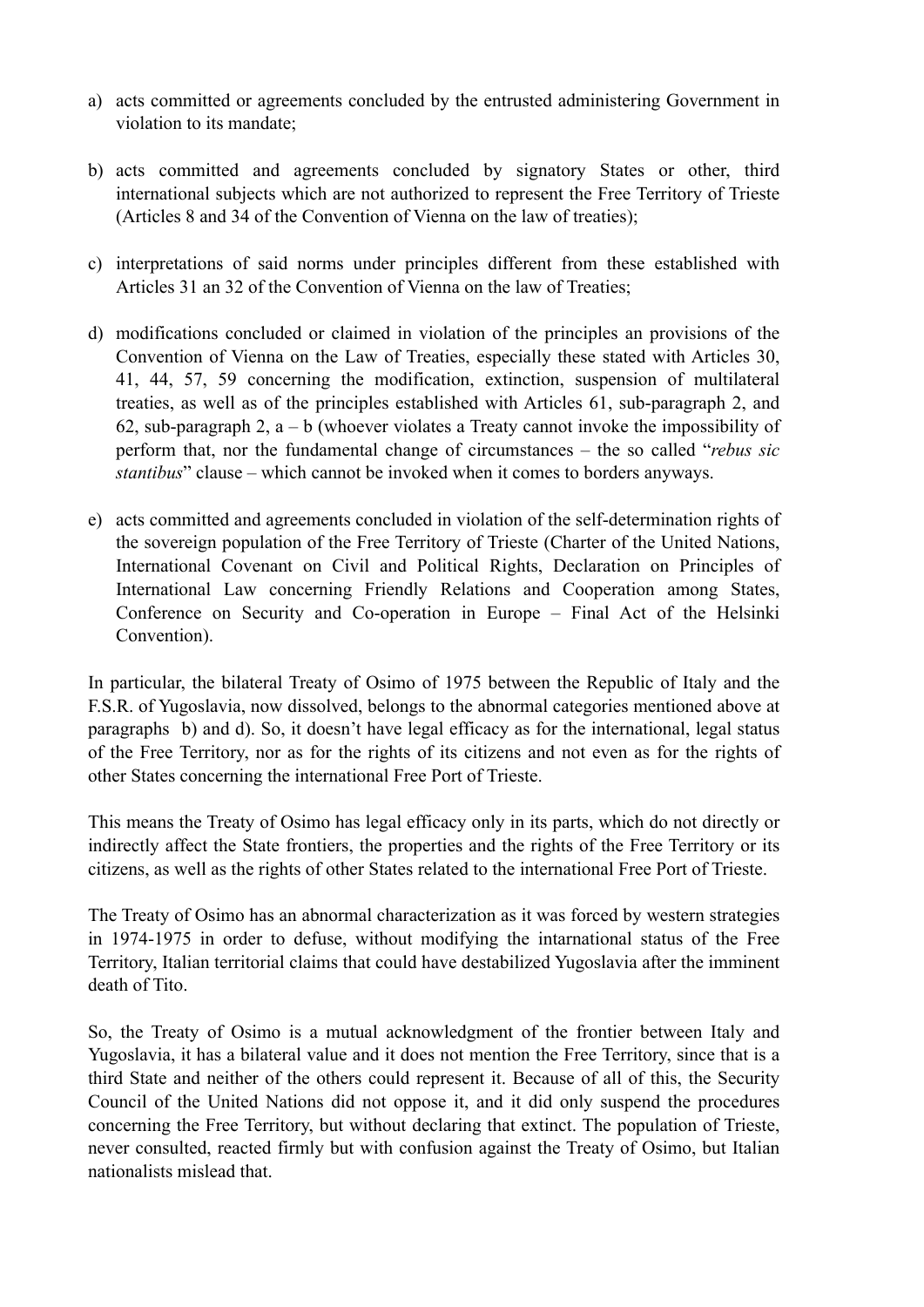a) acts committed or agreements concluded by the entrusted administering Government in violation to its mandate;

b) acts committed and agreements concluded by signatory States or other, third international subjects which are not authorized to represent the Free Territory of Trieste (Articles 8 and 34 of the Convention of Vienna on the law of treaties);

c) interpretations of said norms under principles different from these established with Articles 31 an 32 of the Convention of Vienna on the law of Treaties;

d) modifications concluded or claimed in violation of the principles an provisions of the Convention of Vienna on the Law of Treaties, especially these stated with Articles 30, 41, 44, 57, 59 concerning the modification, extinction, suspension of multilateral treaties, as well as of the principles established with Articles 61, sub-paragraph 2, and 62, sub-paragraph 2, a – b (whoever violates a Treaty cannot invoke the impossibility of perform that, nor the fundamental change of circumstances – the so called "*rebus sic stantibus*" clause – which cannot be invoked when it comes to borders anyways.

e) acts committed and agreements concluded in violation of the self-determination rights of the sovereign population of the Free Territory of Trieste (Charter of the United Nations, International Covenant on Civil and Political Rights, Declaration on Principles of International Law concerning Friendly Relations and Cooperation among States, Conference on Security and Co-operation in Europe – Final Act of the Helsinki Convention).

In particular, the bilateral Treaty of Osimo of 1975 between the Republic of Italy and the F.S.R. of Yugoslavia, now dissolved, belongs to the abnormal categories mentioned above at paragraphs b) and d). So, it doesn't have legal efficacy as for the international, legal status of the Free Territory, nor as for the rights of its citizens and not even as for the rights of other States concerning the international Free Port of Trieste.

This means the Treaty of Osimo has legal efficacy only in its parts, which do not directly or indirectly affect the State frontiers, the properties and the rights of the Free Territory or its citizens, as well as the rights of other States related to the international Free Port of Trieste.

The Treaty of Osimo has an abnormal characterization as it was forced by western strategies in 1974-1975 in order to defuse, without modifying the intarnational status of the Free Territory, Italian territorial claims that could have destabilized Yugoslavia after the imminent death of Tito.

So, the Treaty of Osimo is a mutual acknowledgment of the frontier between Italy and Yugoslavia, it has a bilateral value and it does not mention the Free Territory, since that is a third State and neither of the others could represent it. Because of all of this, the Security Council of the United Nations did not oppose it, and it did only suspend the procedures concerning the Free Territory, but without declaring that extinct. The population of Trieste, never consulted, reacted firmly but with confusion against the Treaty of Osimo, but Italian nationalists mislead that.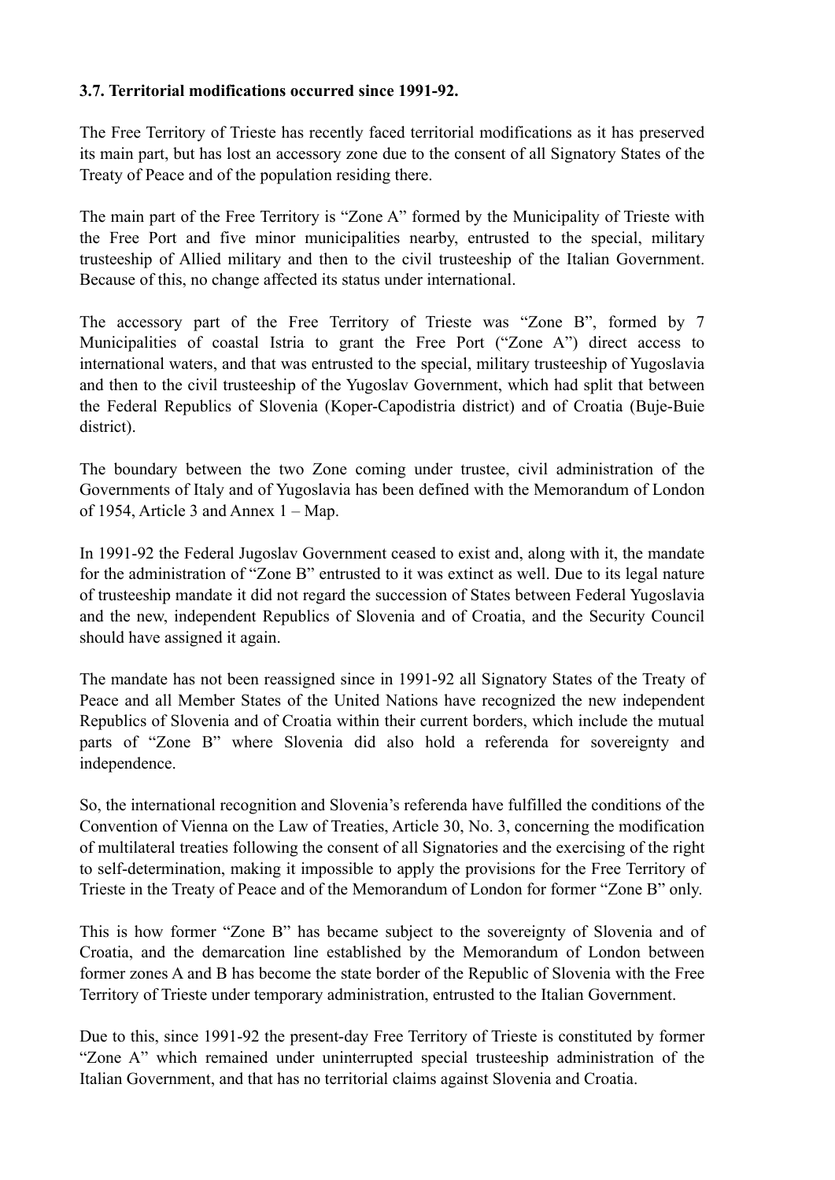### 3.7. Territorial modifications occurred since 1991-92.

The Free Territory of Trieste has recently faced territorial modifications as it has preserved its main part, but has lost an accessory zone due to the consent of all Signatory States of the Treaty of Peace and of the population residing there.

The main part of the Free Territory is "Zone A" formed by the Municipality of Trieste with the Free Port and five minor municipalities nearby, entrusted to the special, military trusteeship of Allied military and then to the civil trusteeship of the Italian Government. Because of this, no change affected its status under international.

The accessory part of the Free Territory of Trieste was "Zone B", formed by 7 Municipalities of coastal Istria to grant the Free Port ("Zone A") direct access to international waters, and that was entrusted to the special, military trusteeship of Yugoslavia and then to the civil trusteeship of the Yugoslav Government, which had split that between the Federal Republics of Slovenia (Koper-Capodistria district) and of Croatia (Buje-Buie district).

The boundary between the two Zone coming under trustee, civil administration of the Governments of Italy and of Yugoslavia has been defined with the Memorandum of London of 1954, Article 3 and Annex 1 – Map.

In 1991-92 the Federal Jugoslav Government ceased to exist and, along with it, the mandate for the administration of "Zone B" entrusted to it was extinct as well. Due to its legal nature of trusteeship mandate it did not regard the succession of States between Federal Yugoslavia and the new, independent Republics of Slovenia and of Croatia, and the Security Council should have assigned it again.

The mandate has not been reassigned since in 1991-92 all Signatory States of the Treaty of Peace and all Member States of the United Nations have recognized the new independent Republics of Slovenia and of Croatia within their current borders, which include the mutual parts of "Zone B" where Slovenia did also hold a referenda for sovereignty and independence.

So, the international recognition and Slovenia's referenda have fulfilled the conditions of the Convention of Vienna on the Law of Treaties, Article 30, No. 3, concerning the modification of multilateral treaties following the consent of all Signatories and the exercising of the right to self-determination, making it impossible to apply the provisions for the Free Territory of Trieste in the Treaty of Peace and of the Memorandum of London for former "Zone B" only.

This is how former "Zone B" has became subject to the sovereignty of Slovenia and of Croatia, and the demarcation line established by the Memorandum of London between former zones A and B has become the state border of the Republic of Slovenia with the Free Territory of Trieste under temporary administration, entrusted to the Italian Government.

Due to this, since 1991-92 the present-day Free Territory of Trieste is constituted by former "Zone A" which remained under uninterrupted special trusteeship administration of the Italian Government, and that has no territorial claims against Slovenia and Croatia.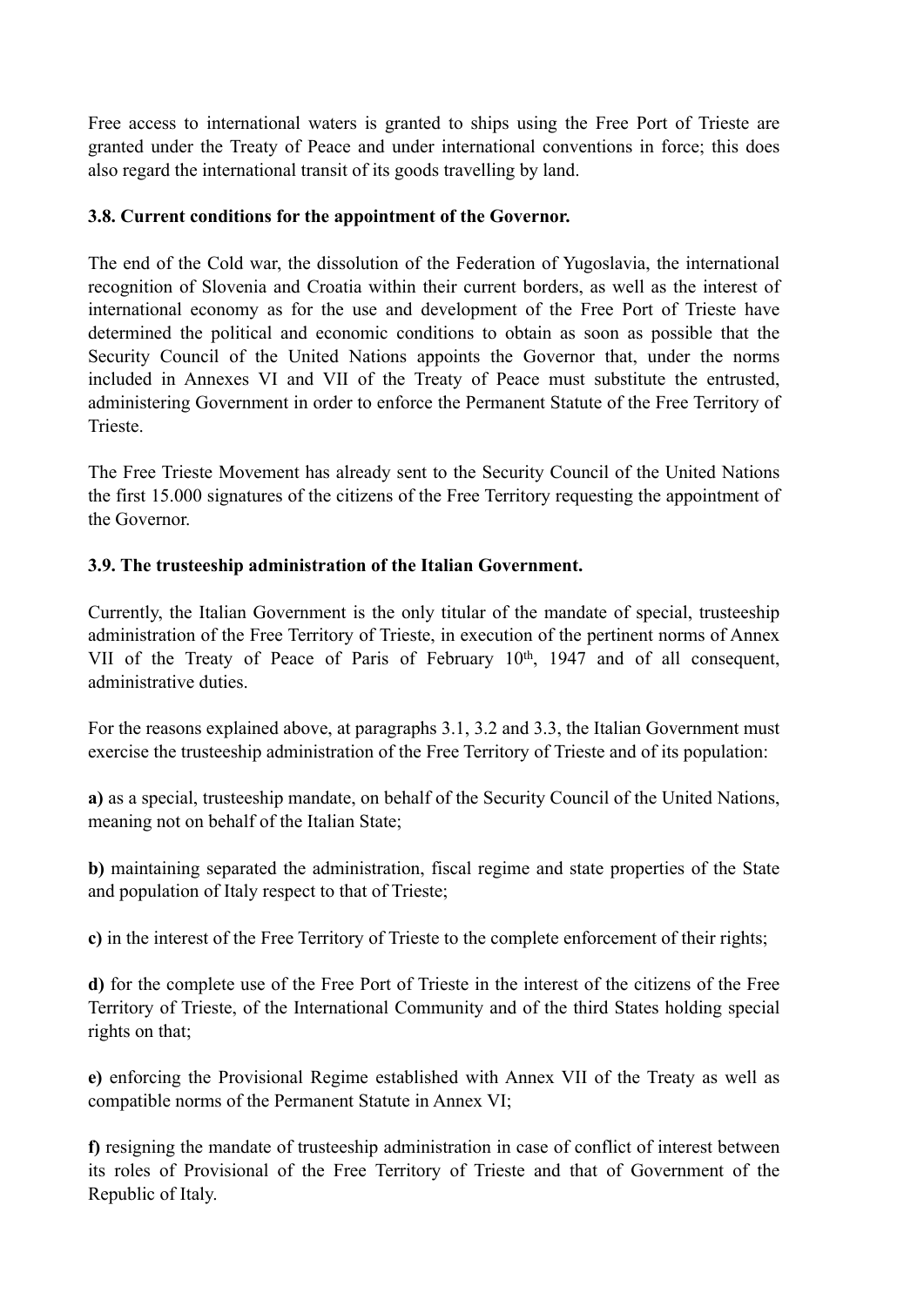Free access to international waters is granted to ships using the Free Port of Trieste are granted under the Treaty of Peace and under international conventions in force; this does also regard the international transit of its goods travelling by land.

**3.8. Current conditions for the appointment of the Governor.**

The end of the Cold war, the dissolution of the Federation of Yugoslavia, the international recognition of Slovenia and Croatia within their current borders, as well as the interest of international economy as for the use and development of the Free Port of Trieste have determined the political and economic conditions to obtain as soon as possible that the Security Council of the United Nations appoints the Governor that, under the norms included in Annexes VI and VII of the Treaty of Peace must substitute the entrusted, administering Government in order to enforce the Permanent Statute of the Free Territory of Trieste.

The Free Trieste Movement has already sent to the Security Council of the United Nations the first 15.000 signatures of the citizens of the Free Territory requesting the appointment of the Governor.

**3.9. The trusteeship administration of the Italian Government.**

Currently, the Italian Government is the only titular of the mandate of special, trusteeship administration of the Free Territory of Trieste, in execution of the pertinent norms of Annex VII of the Treaty of Peace of Paris of February 10th, 1947 and of all consequent, administrative duties.

For the reasons explained above, at paragraphs 3.1, 3.2 and 3.3, the Italian Government must exercise the trusteeship administration of the Free Territory of Trieste and of its population:

**a)** as a special, trusteeship mandate, on behalf of the Security Council of the United Nations, meaning not on behalf of the Italian State;

**b)** maintaining separated the administration, fiscal regime and state properties of the State and population of Italy respect to that of Trieste;

**c)** in the interest of the Free Territory of Trieste to the complete enforcement of their rights;

**d)** for the complete use of the Free Port of Trieste in the interest of the citizens of the Free Territory of Trieste, of the International Community and of the third States holding special rights on that;

**e)** enforcing the Provisional Regime established with Annex VII of the Treaty as well as compatible norms of the Permanent Statute in Annex VI;

**f)** resigning the mandate of trusteeship administration in case of conflict of interest between its roles of Provisional of the Free Territory of Trieste and that of Government of the Republic of Italy.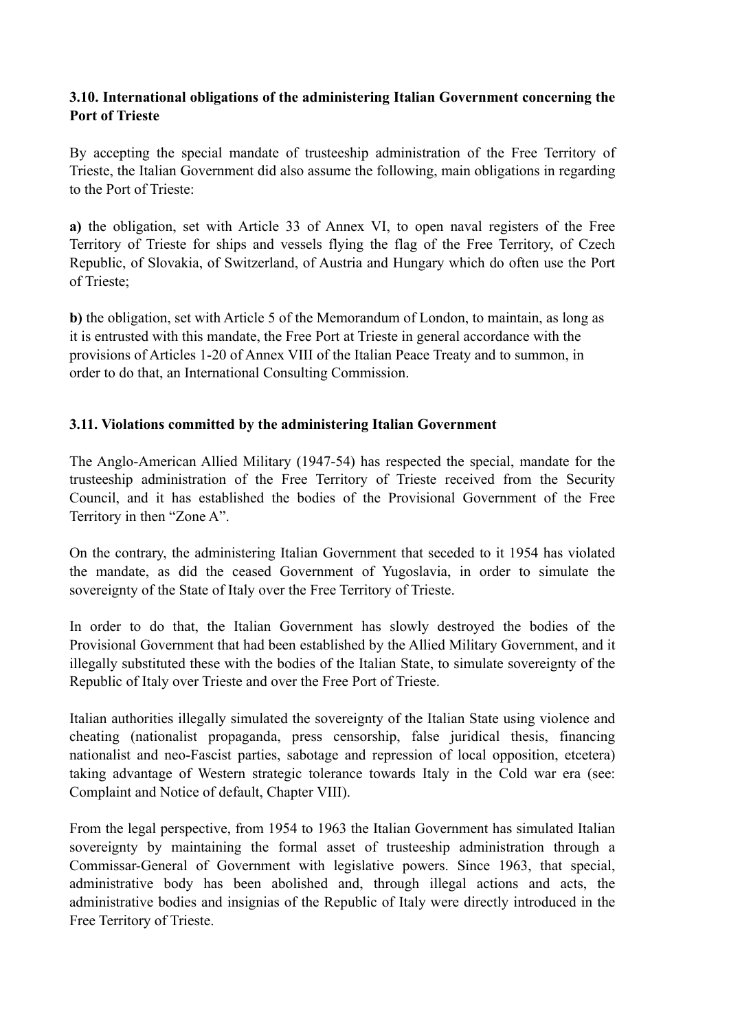### 3.10. International obligations of the administering Italian Government concerning the Port of Trieste

By accepting the special mandate of trusteeship administration of the Free Territory of Trieste, the Italian Government did also assume the following, main obligations in regarding to the Port of Trieste:

**a)** the obligation, set with Article 33 of Annex VI, to open naval registers of the Free Territory of Trieste for ships and vessels flying the flag of the Free Territory, of Czech Republic, of Slovakia, of Switzerland, of Austria and Hungary which do often use the Port of Trieste;

**b)** the obligation, set with Article 5 of the Memorandum of London, to maintain, as long as it is entrusted with this mandate, the Free Port at Trieste in general accordance with the provisions of Articles 1-20 of Annex VIII of the Italian Peace Treaty and to summon, in order to do that, an International Consulting Commission.

### 3.11. Violations committed by the administering Italian Government

The Anglo-American Allied Military (1947-54) has respected the special, mandate for the trusteeship administration of the Free Territory of Trieste received from the Security Council, and it has established the bodies of the Provisional Government of the Free Territory in then "Zone A".

On the contrary, the administering Italian Government that seceded to it 1954 has violated the mandate, as did the ceased Government of Yugoslavia, in order to simulate the sovereignty of the State of Italy over the Free Territory of Trieste.

In order to do that, the Italian Government has slowly destroyed the bodies of the Provisional Government that had been established by the Allied Military Government, and it illegally substituted these with the bodies of the Italian State, to simulate sovereignty of the Republic of Italy over Trieste and over the Free Port of Trieste.

Italian authorities illegally simulated the sovereignty of the Italian State using violence and cheating (nationalist propaganda, press censorship, false juridical thesis, financing nationalist and neo-Fascist parties, sabotage and repression of local opposition, etcetera) taking advantage of Western strategic tolerance towards Italy in the Cold war era (see: Complaint and Notice of default, Chapter VIII).

From the legal perspective, from 1954 to 1963 the Italian Government has simulated Italian sovereignty by maintaining the formal asset of trusteeship administration through a Commissar-General of Government with legislative powers. Since 1963, that special, administrative body has been abolished and, through illegal actions and acts, the administrative bodies and insignias of the Republic of Italy were directly introduced in the Free Territory of Trieste.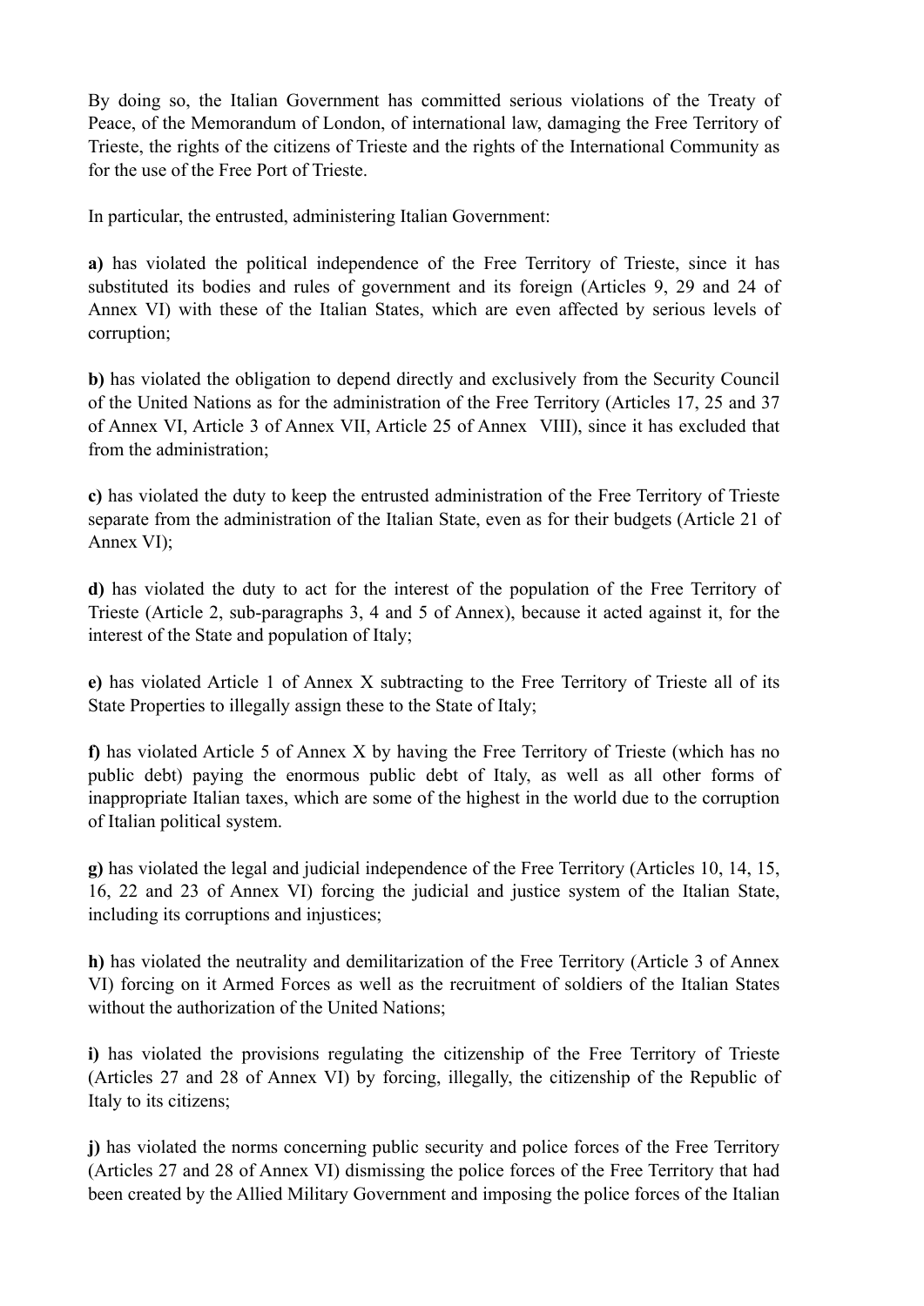By doing so, the Italian Government has committed serious violations of the Treaty of Peace, of the Memorandum of London, of international law, damaging the Free Territory of Trieste, the rights of the citizens of Trieste and the rights of the International Community as for the use of the Free Port of Trieste.

In particular, the entrusted, administering Italian Government:

**a)** has violated the political independence of the Free Territory of Trieste, since it has substituted its bodies and rules of government and its foreign (Articles 9, 29 and 24 of Annex VI) with these of the Italian States, which are even affected by serious levels of corruption;

**b)** has violated the obligation to depend directly and exclusively from the Security Council of the United Nations as for the administration of the Free Territory (Articles 17, 25 and 37 of Annex VI, Article 3 of Annex VII, Article 25 of Annex VIII), since it has excluded that from the administration;

**c)** has violated the duty to keep the entrusted administration of the Free Territory of Trieste separate from the administration of the Italian State, even as for their budgets (Article 21 of Annex VI);

**d)** has violated the duty to act for the interest of the population of the Free Territory of Trieste (Article 2, sub-paragraphs 3, 4 and 5 of Annex), because it acted against it, for the interest of the State and population of Italy;

**e)** has violated Article 1 of Annex X subtracting to the Free Territory of Trieste all of its State Properties to illegally assign these to the State of Italy;

**f)** has violated Article 5 of Annex X by having the Free Territory of Trieste (which has no public debt) paying the enormous public debt of Italy, as well as all other forms of inappropriate Italian taxes, which are some of the highest in the world due to the corruption of Italian political system.

**g)** has violated the legal and judicial independence of the Free Territory (Articles 10, 14, 15, 16, 22 and 23 of Annex VI) forcing the judicial and justice system of the Italian State, including its corruptions and injustices;

**h)** has violated the neutrality and demilitarization of the Free Territory (Article 3 of Annex VI) forcing on it Armed Forces as well as the recruitment of soldiers of the Italian States without the authorization of the United Nations;

**i)** has violated the provisions regulating the citizenship of the Free Territory of Trieste (Articles 27 and 28 of Annex VI) by forcing, illegally, the citizenship of the Republic of Italy to its citizens;

**j)** has violated the norms concerning public security and police forces of the Free Territory (Articles 27 and 28 of Annex VI) dismissing the police forces of the Free Territory that had been created by the Allied Military Government and imposing the police forces of the Italian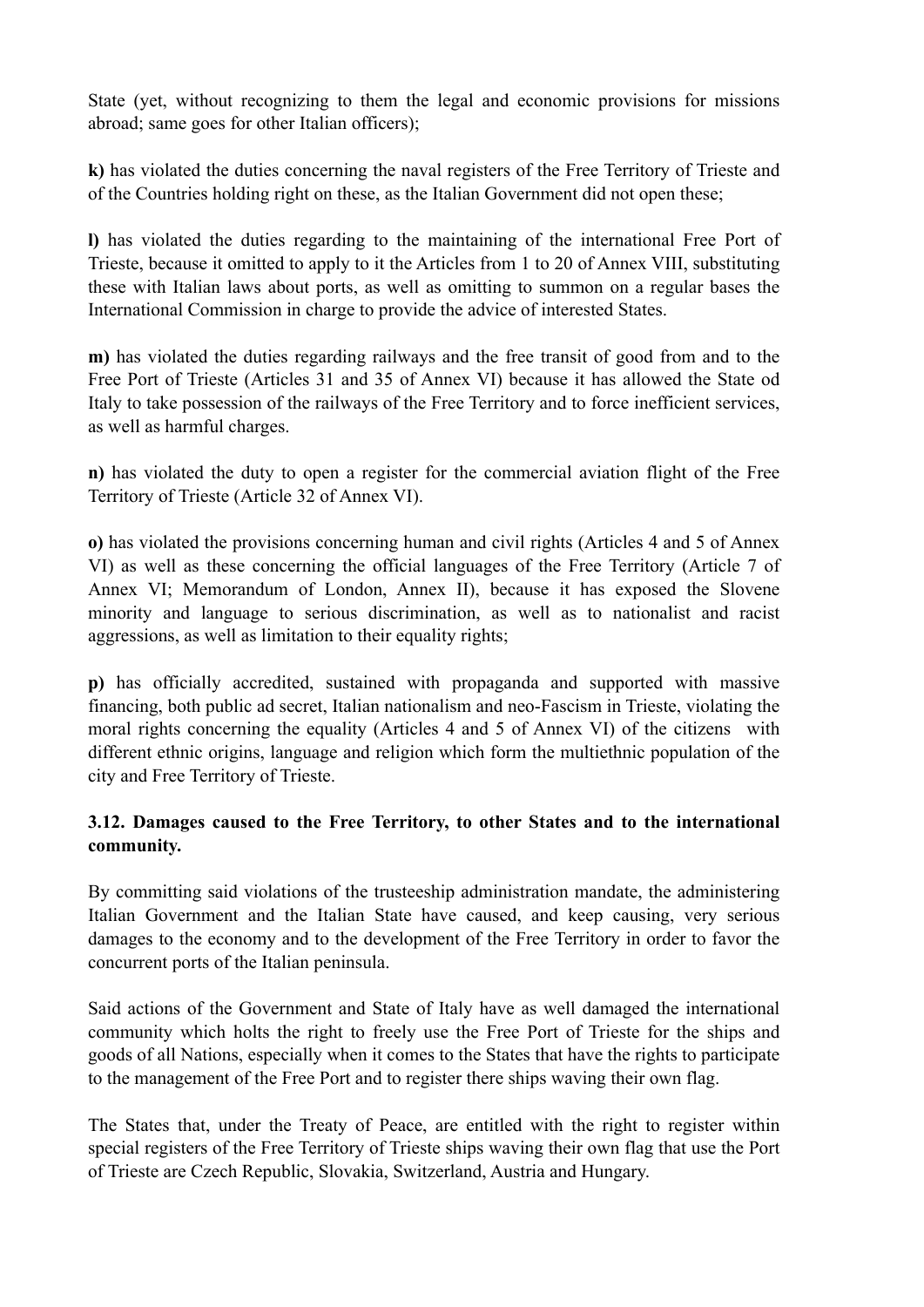State (yet, without recognizing to them the legal and economic provisions for missions abroad; same goes for other Italian officers);

**k)** has violated the duties concerning the naval registers of the Free Territory of Trieste and of the Countries holding right on these, as the Italian Government did not open these;

**l)** has violated the duties regarding to the maintaining of the international Free Port of Trieste, because it omitted to apply to it the Articles from 1 to 20 of Annex VIII, substituting these with Italian laws about ports, as well as omitting to summon on a regular bases the International Commission in charge to provide the advice of interested States.

**m)** has violated the duties regarding railways and the free transit of good from and to the Free Port of Trieste (Articles 31 and 35 of Annex VI) because it has allowed the State od Italy to take possession of the railways of the Free Territory and to force inefficient services, as well as harmful charges.

**n)** has violated the duty to open a register for the commercial aviation flight of the Free Territory of Trieste (Article 32 of Annex VI).

**o)** has violated the provisions concerning human and civil rights (Articles 4 and 5 of Annex VI) as well as these concerning the official languages of the Free Territory (Article 7 of Annex VI; Memorandum of London, Annex II), because it has exposed the Slovene minority and language to serious discrimination, as well as to nationalist and racist aggressions, as well as limitation to their equality rights;

**p)** has officially accredited, sustained with propaganda and supported with massive financing, both public ad secret, Italian nationalism and neo-Fascism in Trieste, violating the moral rights concerning the equality (Articles 4 and 5 of Annex VI) of the citizens with different ethnic origins, language and religion which form the multiethnic population of the city and Free Territory of Trieste.

### 3.12. Damages caused to the Free Territory, to other States and to the international community.

By committing said violations of the trusteeship administration mandate, the administering Italian Government and the Italian State have caused, and keep causing, very serious damages to the economy and to the development of the Free Territory in order to favor the concurrent ports of the Italian peninsula.

Said actions of the Government and State of Italy have as well damaged the international community which holts the right to freely use the Free Port of Trieste for the ships and goods of all Nations, especially when it comes to the States that have the rights to participate to the management of the Free Port and to register there ships waving their own flag.

The States that, under the Treaty of Peace, are entitled with the right to register within special registers of the Free Territory of Trieste ships waving their own flag that use the Port of Trieste are Czech Republic, Slovakia, Switzerland, Austria and Hungary.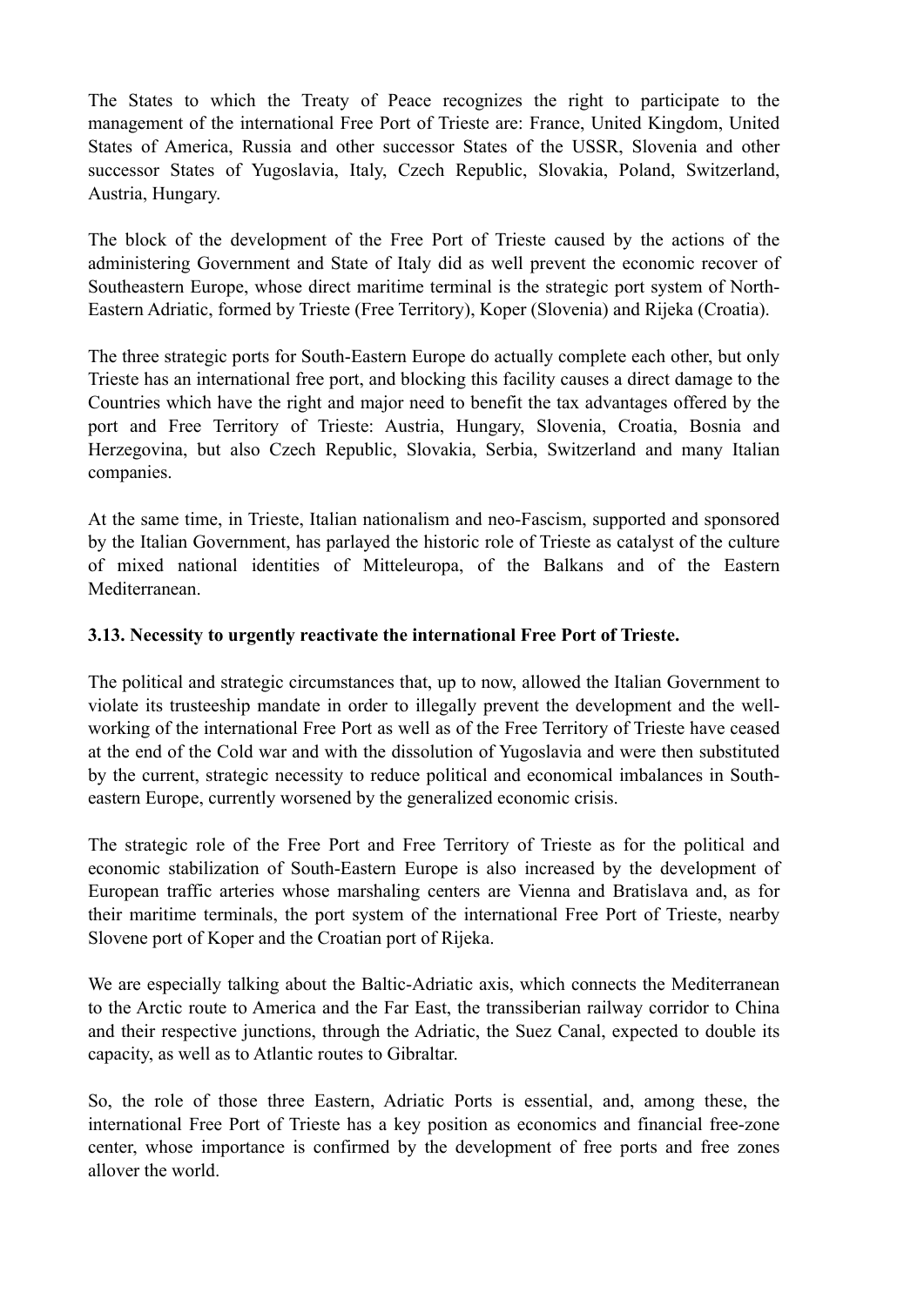The States to which the Treaty of Peace recognizes the right to participate to the management of the international Free Port of Trieste are: France, United Kingdom, United States of America, Russia and other successor States of the USSR, Slovenia and other successor States of Yugoslavia, Italy, Czech Republic, Slovakia, Poland, Switzerland, Austria, Hungary.

The block of the development of the Free Port of Trieste caused by the actions of the administering Government and State of Italy did as well prevent the economic recover of Southeastern Europe, whose direct maritime terminal is the strategic port system of North-Eastern Adriatic, formed by Trieste (Free Territory), Koper (Slovenia) and Rijeka (Croatia).

The three strategic ports for South-Eastern Europe do actually complete each other, but only Trieste has an international free port, and blocking this facility causes a direct damage to the Countries which have the right and major need to benefit the tax advantages offered by the port and Free Territory of Trieste: Austria, Hungary, Slovenia, Croatia, Bosnia and Herzegovina, but also Czech Republic, Slovakia, Serbia, Switzerland and many Italian companies.

At the same time, in Trieste, Italian nationalism and neo-Fascism, supported and sponsored by the Italian Government, has parlayed the historic role of Trieste as catalyst of the culture of mixed national identities of Mitteleuropa, of the Balkans and of the Eastern Mediterranean.

### 3.13. Necessity to urgently reactivate the international Free Port of Trieste.

The political and strategic circumstances that, up to now, allowed the Italian Government to violate its trusteeship mandate in order to illegally prevent the development and the well-working of the international Free Port as well as of the Free Territory of Trieste have ceased at the end of the Cold war and with the dissolution of Yugoslavia and were then substituted by the current, strategic necessity to reduce political and economical imbalances in South-eastern Europe, currently worsened by the generalized economic crisis.

The strategic role of the Free Port and Free Territory of Trieste as for the political and economic stabilization of South-Eastern Europe is also increased by the development of European traffic arteries whose marshaling centers are Vienna and Bratislava and, as for their maritime terminals, the port system of the international Free Port of Trieste, nearby Slovene port of Koper and the Croatian port of Rijeka.

We are especially talking about the Baltic-Adriatic axis, which connects the Mediterranean to the Arctic route to America and the Far East, the transsiberian railway corridor to China and their respective junctions, through the Adriatic, the Suez Canal, expected to double its capacity, as well as to Atlantic routes to Gibraltar.

So, the role of those three Eastern, Adriatic Ports is essential, and, among these, the international Free Port of Trieste has a key position as economics and financial free-zone center, whose importance is confirmed by the development of free ports and free zones allover the world.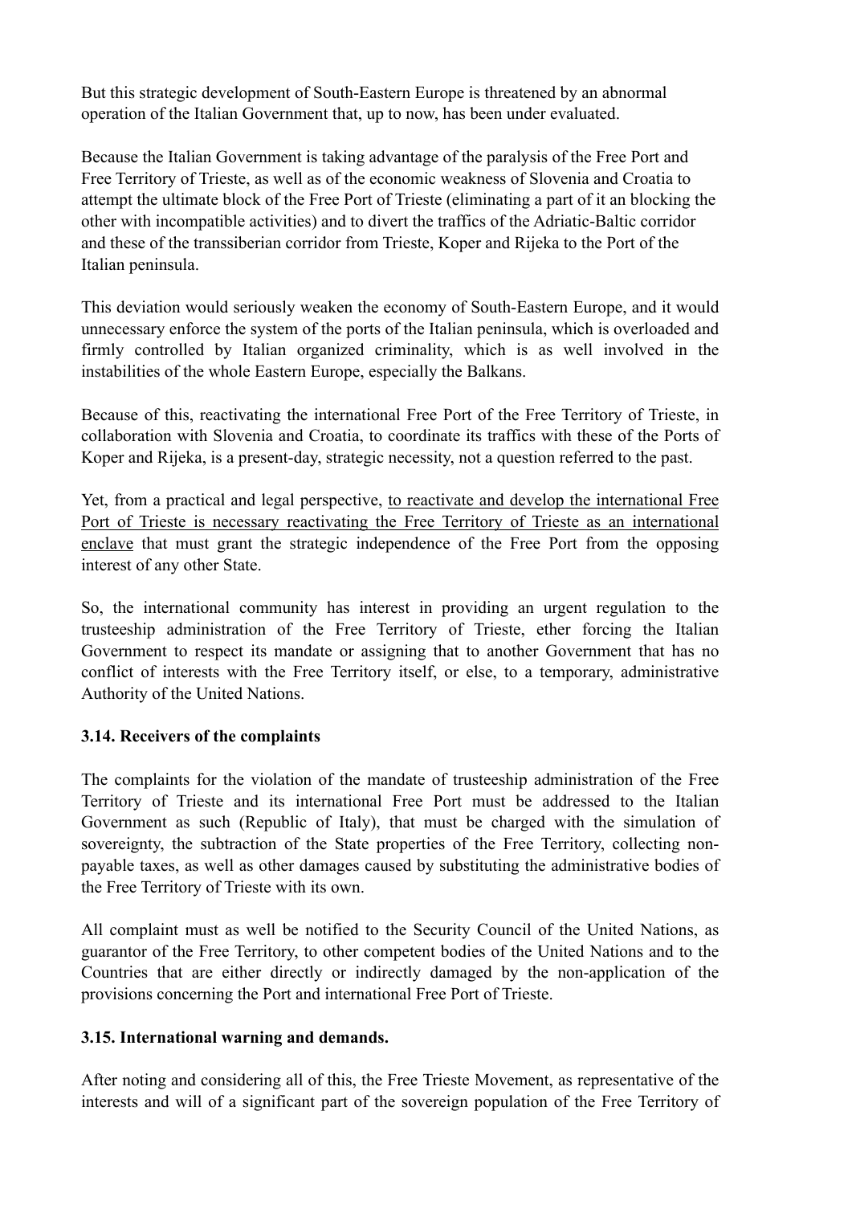But this strategic development of South-Eastern Europe is threatened by an abnormal operation of the Italian Government that, up to now, has been under evaluated.

Because the Italian Government is taking advantage of the paralysis of the Free Port and Free Territory of Trieste, as well as of the economic weakness of Slovenia and Croatia to attempt the ultimate block of the Free Port of Trieste (eliminating a part of it an blocking the other with incompatible activities) and to divert the traffics of the Adriatic-Baltic corridor and these of the transsiberian corridor from Trieste, Koper and Rijeka to the Port of the Italian peninsula.

This deviation would seriously weaken the economy of South-Eastern Europe, and it would unnecessary enforce the system of the ports of the Italian peninsula, which is overloaded and firmly controlled by Italian organized criminality, which is as well involved in the instabilities of the whole Eastern Europe, especially the Balkans.

Because of this, reactivating the international Free Port of the Free Territory of Trieste, in collaboration with Slovenia and Croatia, to coordinate its traffics with these of the Ports of Koper and Rijeka, is a present-day, strategic necessity, not a question referred to the past.

Yet, from a practical and legal perspective, <u>to reactivate and develop the international Free Port of Trieste is necessary reactivating the Free Territory of Trieste as an international enclave</u> that must grant the strategic independence of the Free Port from the opposing interest of any other State.

So, the international community has interest in providing an urgent regulation to the trusteeship administration of the Free Territory of Trieste, ether forcing the Italian Government to respect its mandate or assigning that to another Government that has no conflict of interests with the Free Territory itself, or else, to a temporary, administrative Authority of the United Nations.

### 3.14. Receivers of the complaints

The complaints for the violation of the mandate of trusteeship administration of the Free Territory of Trieste and its international Free Port must be addressed to the Italian Government as such (Republic of Italy), that must be charged with the simulation of sovereignty, the subtraction of the State properties of the Free Territory, collecting non-payable taxes, as well as other damages caused by substituting the administrative bodies of the Free Territory of Trieste with its own.

All complaint must as well be notified to the Security Council of the United Nations, as guarantor of the Free Territory, to other competent bodies of the United Nations and to the Countries that are either directly or indirectly damaged by the non-application of the provisions concerning the Port and international Free Port of Trieste.

### 3.15. International warning and demands.

After noting and considering all of this, the Free Trieste Movement, as representative of the interests and will of a significant part of the sovereign population of the Free Territory of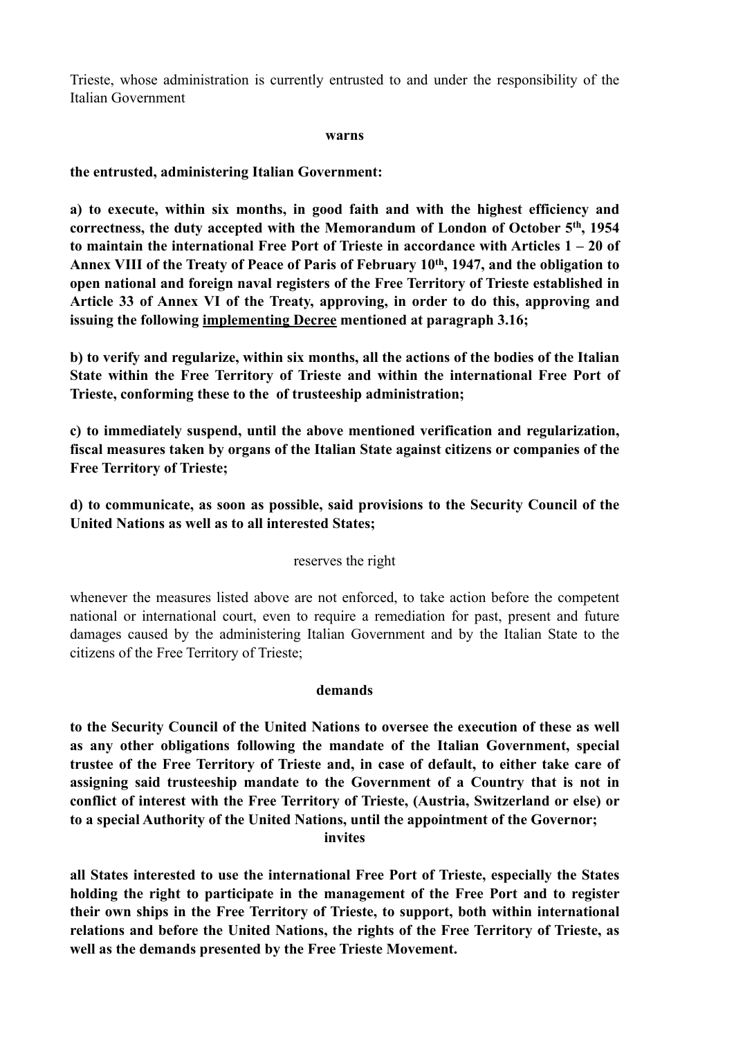Trieste, whose administration is currently entrusted to and under the responsibility of the Italian Government

**warns**

**the entrusted, administering Italian Government:**

**a) to execute, within six months, in good faith and with the highest efficiency and correctness, the duty accepted with the Memorandum of London of October 5th, 1954 to maintain the international Free Port of Trieste in accordance with Articles 1 – 20 of Annex VIII of the Treaty of Peace of Paris of February 10th, 1947, and the obligation to open national and foreign naval registers of the Free Territory of Trieste established in Article 33 of Annex VI of the Treaty, approving, in order to do this, approving and issuing the following <u>implementing Decree</u> mentioned at paragraph 3.16;**

**b) to verify and regularize, within six months, all the actions of the bodies of the Italian State within the Free Territory of Trieste and within the international Free Port of Trieste, conforming these to the  of trusteeship administration;**

**c) to immediately suspend, until the above mentioned verification and regularization, fiscal measures taken by organs of the Italian State against citizens or companies of the Free Territory of Trieste;**

**d) to communicate, as soon as possible, said provisions to the Security Council of the United Nations as well as to all interested States;**

reserves the right

whenever the measures listed above are not enforced, to take action before the competent national or international court, even to require a remediation for past, present and future damages caused by the administering Italian Government and by the Italian State to the citizens of the Free Territory of Trieste;

**demands**

**to the Security Council of the United Nations to oversee the execution of these as well as any other obligations following the mandate of the Italian Government, special trustee of the Free Territory of Trieste and, in case of default, to either take care of assigning said trusteeship mandate to the Government of a Country that is not in conflict of interest with the Free Territory of Trieste, (Austria, Switzerland or else) or to a special Authority of the United Nations, until the appointment of the Governor;**

**invites**

**all States interested to use the international Free Port of Trieste, especially the States holding the right to participate in the management of the Free Port and to register their own ships in the Free Territory of Trieste, to support, both within international relations and before the United Nations, the rights of the Free Territory of Trieste, as well as the demands presented by the Free Trieste Movement.**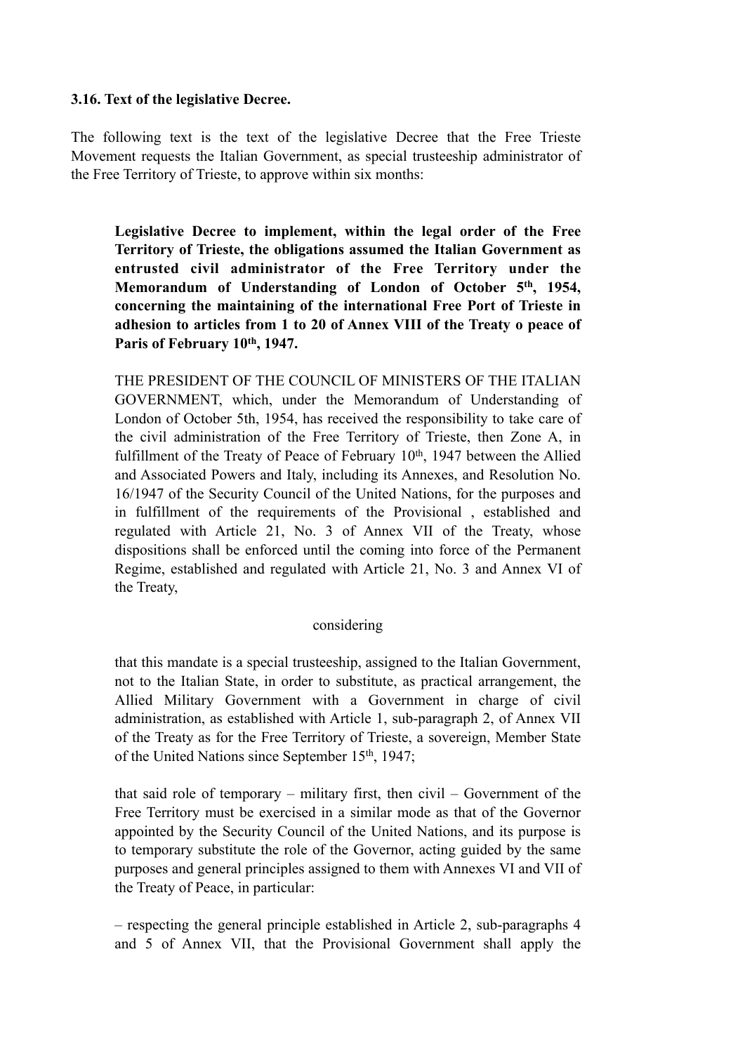**3.16. Text of the legislative Decree.**

The following text is the text of the legislative Decree that the Free Trieste Movement requests the Italian Government, as special trusteeship administrator of the Free Territory of Trieste, to approve within six months:

> **Legislative Decree to implement, within the legal order of the Free Territory of Trieste, the obligations assumed the Italian Government as entrusted civil administrator of the Free Territory under the Memorandum of Understanding of London of October 5th, 1954, concerning the maintaining of the international Free Port of Trieste in adhesion to articles from 1 to 20 of Annex VIII of the Treaty o peace of Paris of February 10th, 1947.**
>
> THE PRESIDENT OF THE COUNCIL OF MINISTERS OF THE ITALIAN GOVERNMENT, which, under the Memorandum of Understanding of London of October 5th, 1954, has received the responsibility to take care of the civil administration of the Free Territory of Trieste, then Zone A, in fulfillment of the Treaty of Peace of February 10th, 1947 between the Allied and Associated Powers and Italy, including its Annexes, and Resolution No. 16/1947 of the Security Council of the United Nations, for the purposes and in fulfillment of the requirements of the Provisional , established and regulated with Article 21, No. 3 of Annex VII of the Treaty, whose dispositions shall be enforced until the coming into force of the Permanent Regime, established and regulated with Article 21, No. 3 and Annex VI of the Treaty,
>
> considering
>
> that this mandate is a special trusteeship, assigned to the Italian Government, not to the Italian State, in order to substitute, as practical arrangement, the Allied Military Government with a Government in charge of civil administration, as established with Article 1, sub-paragraph 2, of Annex VII of the Treaty as for the Free Territory of Trieste, a sovereign, Member State of the United Nations since September 15th, 1947;
>
> that said role of temporary – military first, then civil – Government of the Free Territory must be exercised in a similar mode as that of the Governor appointed by the Security Council of the United Nations, and its purpose is to temporary substitute the role of the Governor, acting guided by the same purposes and general principles assigned to them with Annexes VI and VII of the Treaty of Peace, in particular:
>
> – respecting the general principle established in Article 2, sub-paragraphs 4 and 5 of Annex VII, that the Provisional Government shall apply the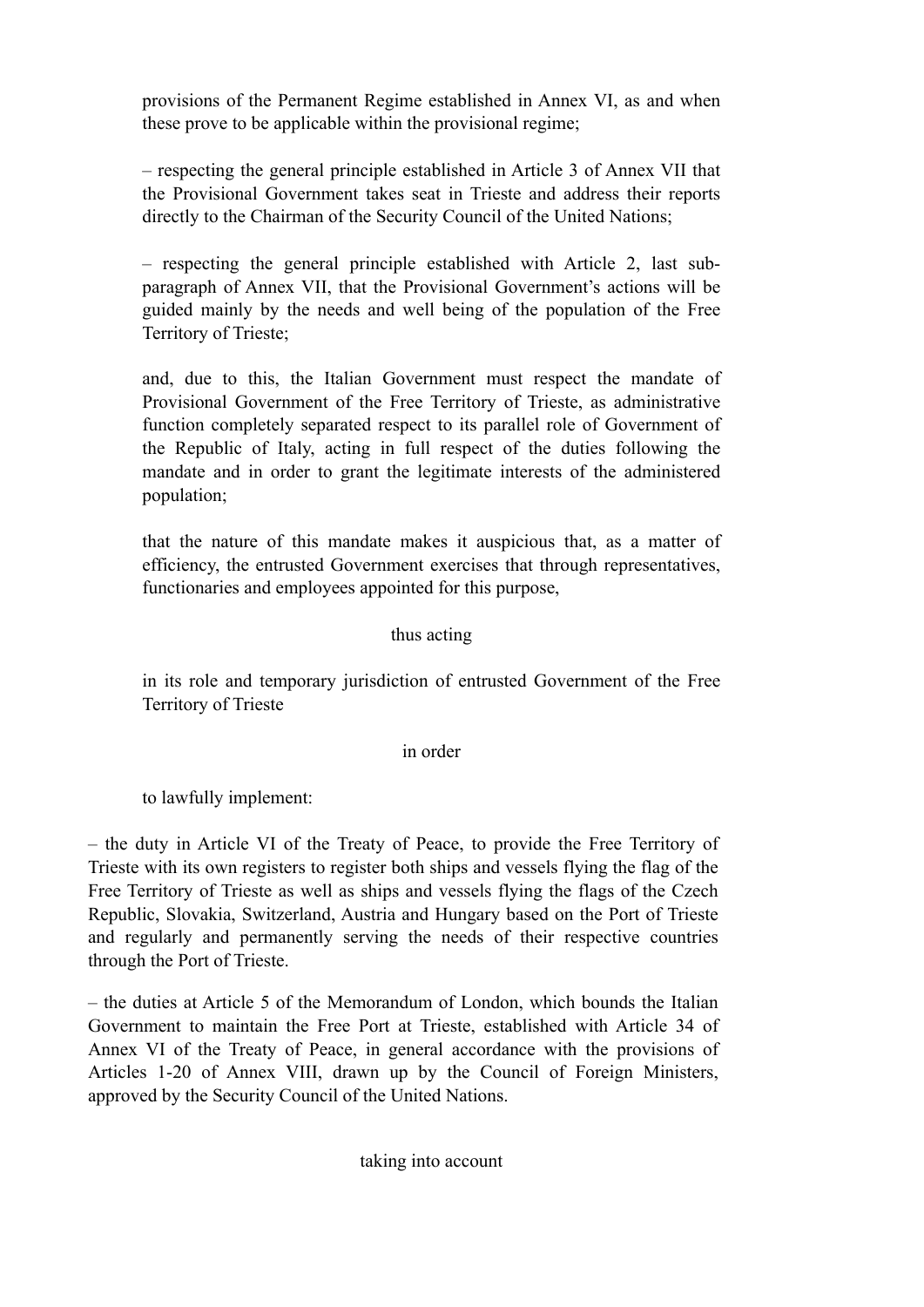provisions of the Permanent Regime established in Annex VI, as and when these prove to be applicable within the provisional regime;

– respecting the general principle established in Article 3 of Annex VII that the Provisional Government takes seat in Trieste and address their reports directly to the Chairman of the Security Council of the United Nations;

– respecting the general principle established with Article 2, last sub-paragraph of Annex VII, that the Provisional Government's actions will be guided mainly by the needs and well being of the population of the Free Territory of Trieste;

and, due to this, the Italian Government must respect the mandate of Provisional Government of the Free Territory of Trieste, as administrative function completely separated respect to its parallel role of Government of the Republic of Italy, acting in full respect of the duties following the mandate and in order to grant the legitimate interests of the administered population;

that the nature of this mandate makes it auspicious that, as a matter of efficiency, the entrusted Government exercises that through representatives, functionaries and employees appointed for this purpose,

thus acting

in its role and temporary jurisdiction of entrusted Government of the Free Territory of Trieste

in order

to lawfully implement:

– the duty in Article VI of the Treaty of Peace, to provide the Free Territory of Trieste with its own registers to register both ships and vessels flying the flag of the Free Territory of Trieste as well as ships and vessels flying the flags of the Czech Republic, Slovakia, Switzerland, Austria and Hungary based on the Port of Trieste and regularly and permanently serving the needs of their respective countries through the Port of Trieste.

– the duties at Article 5 of the Memorandum of London, which bounds the Italian Government to maintain the Free Port at Trieste, established with Article 34 of Annex VI of the Treaty of Peace, in general accordance with the provisions of Articles 1-20 of Annex VIII, drawn up by the Council of Foreign Ministers, approved by the Security Council of the United Nations.

taking into account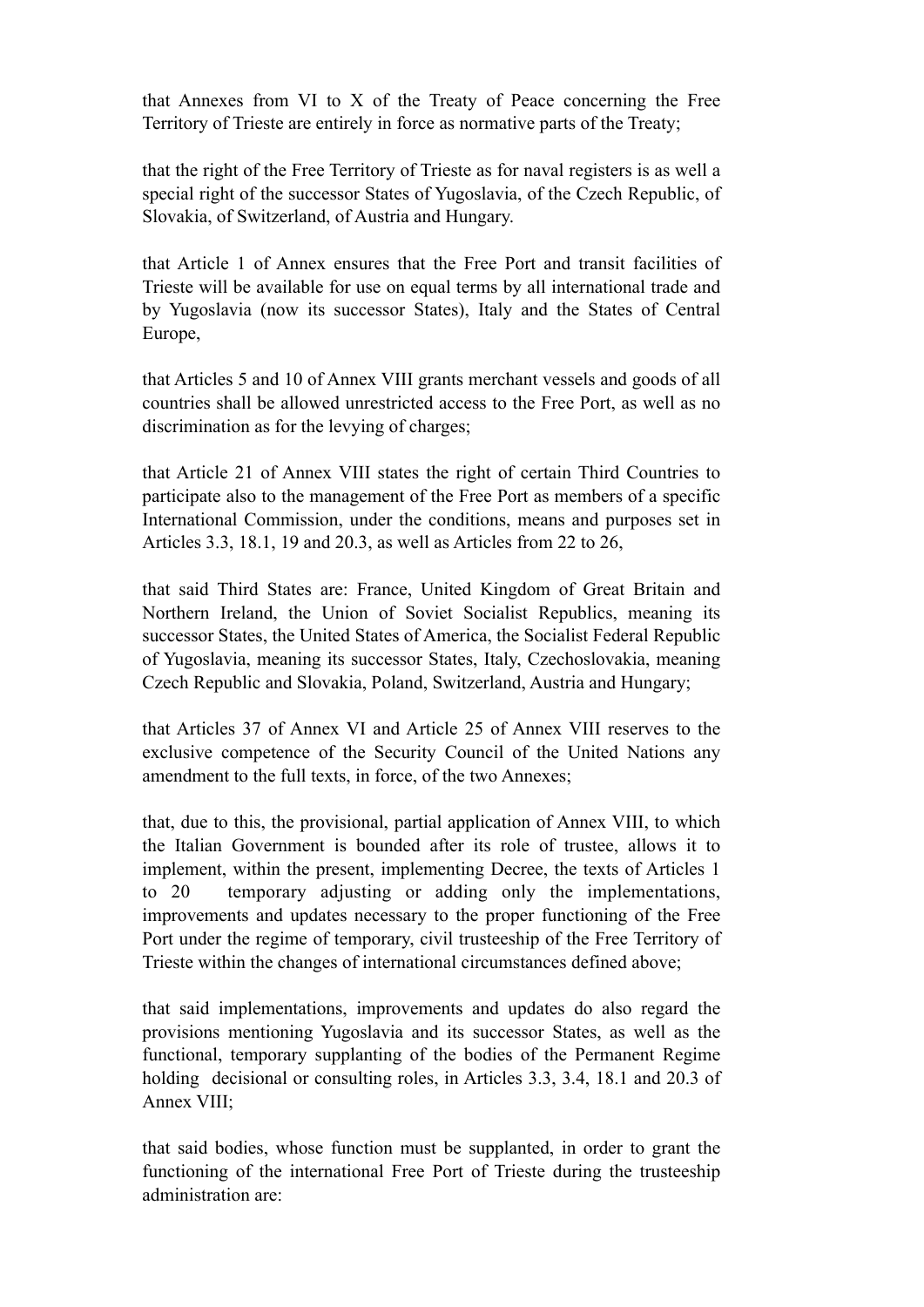that Annexes from VI to X of the Treaty of Peace concerning the Free Territory of Trieste are entirely in force as normative parts of the Treaty;

that the right of the Free Territory of Trieste as for naval registers is as well a special right of the successor States of Yugoslavia, of the Czech Republic, of Slovakia, of Switzerland, of Austria and Hungary.

that Article 1 of Annex ensures that the Free Port and transit facilities of Trieste will be available for use on equal terms by all international trade and by Yugoslavia (now its successor States), Italy and the States of Central Europe,

that Articles 5 and 10 of Annex VIII grants merchant vessels and goods of all countries shall be allowed unrestricted access to the Free Port, as well as no discrimination as for the levying of charges;

that Article 21 of Annex VIII states the right of certain Third Countries to participate also to the management of the Free Port as members of a specific International Commission, under the conditions, means and purposes set in Articles 3.3, 18.1, 19 and 20.3, as well as Articles from 22 to 26,

that said Third States are: France, United Kingdom of Great Britain and Northern Ireland, the Union of Soviet Socialist Republics, meaning its successor States, the United States of America, the Socialist Federal Republic of Yugoslavia, meaning its successor States, Italy, Czechoslovakia, meaning Czech Republic and Slovakia, Poland, Switzerland, Austria and Hungary;

that Articles 37 of Annex VI and Article 25 of Annex VIII reserves to the exclusive competence of the Security Council of the United Nations any amendment to the full texts, in force, of the two Annexes;

that, due to this, the provisional, partial application of Annex VIII, to which the Italian Government is bounded after its role of trustee, allows it to implement, within the present, implementing Decree, the texts of Articles 1 to 20 temporary adjusting or adding only the implementations, improvements and updates necessary to the proper functioning of the Free Port under the regime of temporary, civil trusteeship of the Free Territory of Trieste within the changes of international circumstances defined above;

that said implementations, improvements and updates do also regard the provisions mentioning Yugoslavia and its successor States, as well as the functional, temporary supplanting of the bodies of the Permanent Regime holding decisional or consulting roles, in Articles 3.3, 3.4, 18.1 and 20.3 of Annex VIII;

that said bodies, whose function must be supplanted, in order to grant the functioning of the international Free Port of Trieste during the trusteeship administration are: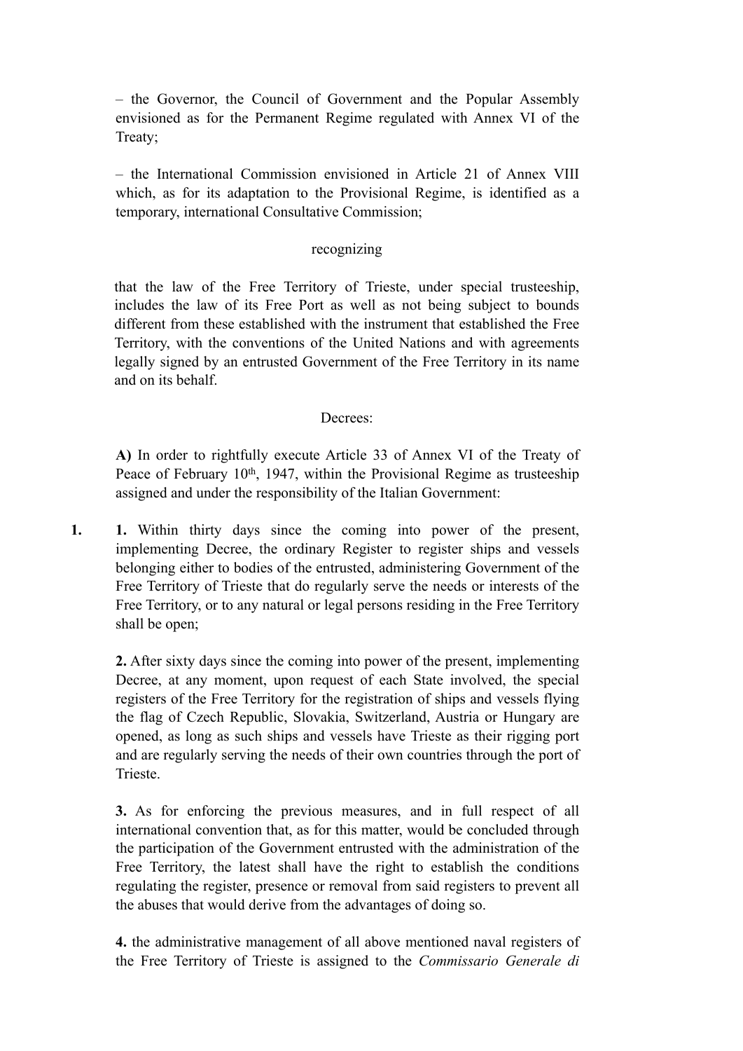– the Governor, the Council of Government and the Popular Assembly envisioned as for the Permanent Regime regulated with Annex VI of the Treaty;

– the International Commission envisioned in Article 21 of Annex VIII which, as for its adaptation to the Provisional Regime, is identified as a temporary, international Consultative Commission;

recognizing

that the law of the Free Territory of Trieste, under special trusteeship, includes the law of its Free Port as well as not being subject to bounds different from these established with the instrument that established the Free Territory, with the conventions of the United Nations and with agreements legally signed by an entrusted Government of the Free Territory in its name and on its behalf.

Decrees:

**A)** In order to rightfully execute Article 33 of Annex VI of the Treaty of Peace of February 10th, 1947, within the Provisional Regime as trusteeship assigned and under the responsibility of the Italian Government:

**1.** Within thirty days since the coming into power of the present, implementing Decree, the ordinary Register to register ships and vessels belonging either to bodies of the entrusted, administering Government of the Free Territory of Trieste that do regularly serve the needs or interests of the Free Territory, or to any natural or legal persons residing in the Free Territory shall be open;

**2.** After sixty days since the coming into power of the present, implementing Decree, at any moment, upon request of each State involved, the special registers of the Free Territory for the registration of ships and vessels flying the flag of Czech Republic, Slovakia, Switzerland, Austria or Hungary are opened, as long as such ships and vessels have Trieste as their rigging port and are regularly serving the needs of their own countries through the port of Trieste.

**3.** As for enforcing the previous measures, and in full respect of all international convention that, as for this matter, would be concluded through the participation of the Government entrusted with the administration of the Free Territory, the latest shall have the right to establish the conditions regulating the register, presence or removal from said registers to prevent all the abuses that would derive from the advantages of doing so.

**4.** the administrative management of all above mentioned naval registers of the Free Territory of Trieste is assigned to the *Commissario Generale di*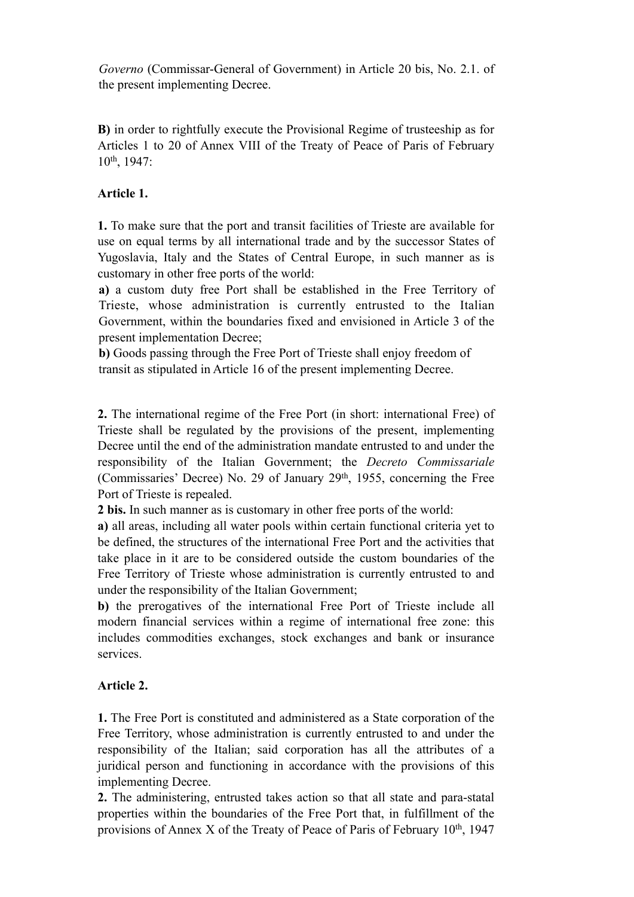*Governo* (Commissar-General of Government) in Article 20 bis, No. 2.1. of the present implementing Decree.

**B)** in order to rightfully execute the Provisional Regime of trusteeship as for Articles 1 to 20 of Annex VIII of the Treaty of Peace of Paris of February 10th, 1947:

**Article 1.**

**1.** To make sure that the port and transit facilities of Trieste are available for use on equal terms by all international trade and by the successor States of Yugoslavia, Italy and the States of Central Europe, in such manner as is customary in other free ports of the world:

**a)** a custom duty free Port shall be established in the Free Territory of Trieste, whose administration is currently entrusted to the Italian Government, within the boundaries fixed and envisioned in Article 3 of the present implementation Decree;

**b)** Goods passing through the Free Port of Trieste shall enjoy freedom of transit as stipulated in Article 16 of the present implementing Decree.

**2.** The international regime of the Free Port (in short: international Free) of Trieste shall be regulated by the provisions of the present, implementing Decree until the end of the administration mandate entrusted to and under the responsibility of the Italian Government; the *Decreto Commissariale* (Commissaries' Decree) No. 29 of January 29th, 1955, concerning the Free Port of Trieste is repealed.

**2 bis.** In such manner as is customary in other free ports of the world:

**a)** all areas, including all water pools within certain functional criteria yet to be defined, the structures of the international Free Port and the activities that take place in it are to be considered outside the custom boundaries of the Free Territory of Trieste whose administration is currently entrusted to and under the responsibility of the Italian Government;

**b)** the prerogatives of the international Free Port of Trieste include all modern financial services within a regime of international free zone: this includes commodities exchanges, stock exchanges and bank or insurance services.

**Article 2.**

**1.** The Free Port is constituted and administered as a State corporation of the Free Territory, whose administration is currently entrusted to and under the responsibility of the Italian; said corporation has all the attributes of a juridical person and functioning in accordance with the provisions of this implementing Decree.

**2.** The administering, entrusted takes action so that all state and para-statal properties within the boundaries of the Free Port that, in fulfillment of the provisions of Annex X of the Treaty of Peace of Paris of February 10th, 1947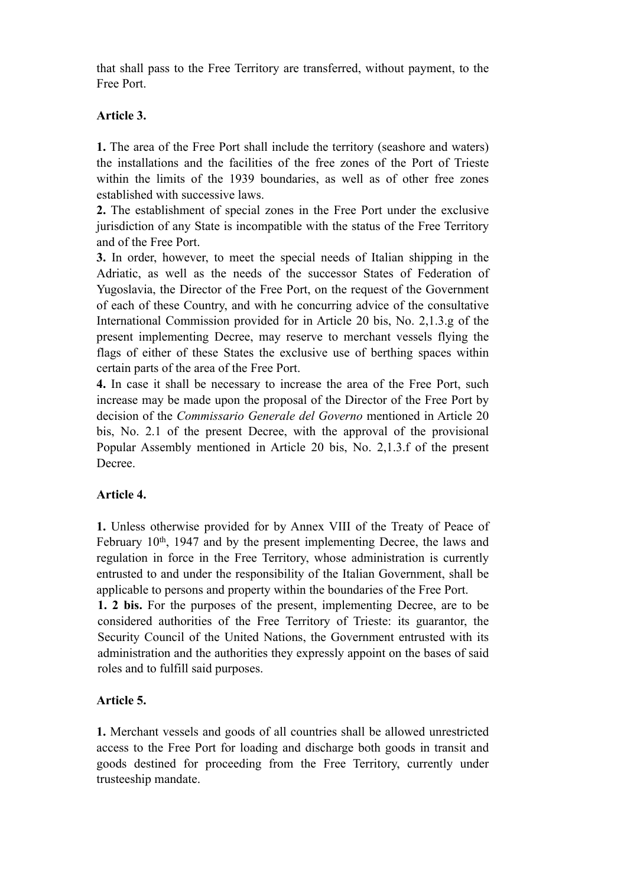that shall pass to the Free Territory are transferred, without payment, to the Free Port.

**Article 3.**

**1.** The area of the Free Port shall include the territory (seashore and waters) the installations and the facilities of the free zones of the Port of Trieste within the limits of the 1939 boundaries, as well as of other free zones established with successive laws.

**2.** The establishment of special zones in the Free Port under the exclusive jurisdiction of any State is incompatible with the status of the Free Territory and of the Free Port.

**3.** In order, however, to meet the special needs of Italian shipping in the Adriatic, as well as the needs of the successor States of Federation of Yugoslavia, the Director of the Free Port, on the request of the Government of each of these Country, and with he concurring advice of the consultative International Commission provided for in Article 20 bis, No. 2,1.3.g of the present implementing Decree, may reserve to merchant vessels flying the flags of either of these States the exclusive use of berthing spaces within certain parts of the area of the Free Port.

**4.** In case it shall be necessary to increase the area of the Free Port, such increase may be made upon the proposal of the Director of the Free Port by decision of the *Commissario Generale del Governo* mentioned in Article 20 bis, No. 2.1 of the present Decree, with the approval of the provisional Popular Assembly mentioned in Article 20 bis, No. 2,1.3.f of the present Decree.

**Article 4.**

**1.** Unless otherwise provided for by Annex VIII of the Treaty of Peace of February 10th, 1947 and by the present implementing Decree, the laws and regulation in force in the Free Territory, whose administration is currently entrusted to and under the responsibility of the Italian Government, shall be applicable to persons and property within the boundaries of the Free Port.

**1. 2 bis.** For the purposes of the present, implementing Decree, are to be considered authorities of the Free Territory of Trieste: its guarantor, the Security Council of the United Nations, the Government entrusted with its administration and the authorities they expressly appoint on the bases of said roles and to fulfill said purposes.

**Article 5.**

**1.** Merchant vessels and goods of all countries shall be allowed unrestricted access to the Free Port for loading and discharge both goods in transit and goods destined for proceeding from the Free Territory, currently under trusteeship mandate.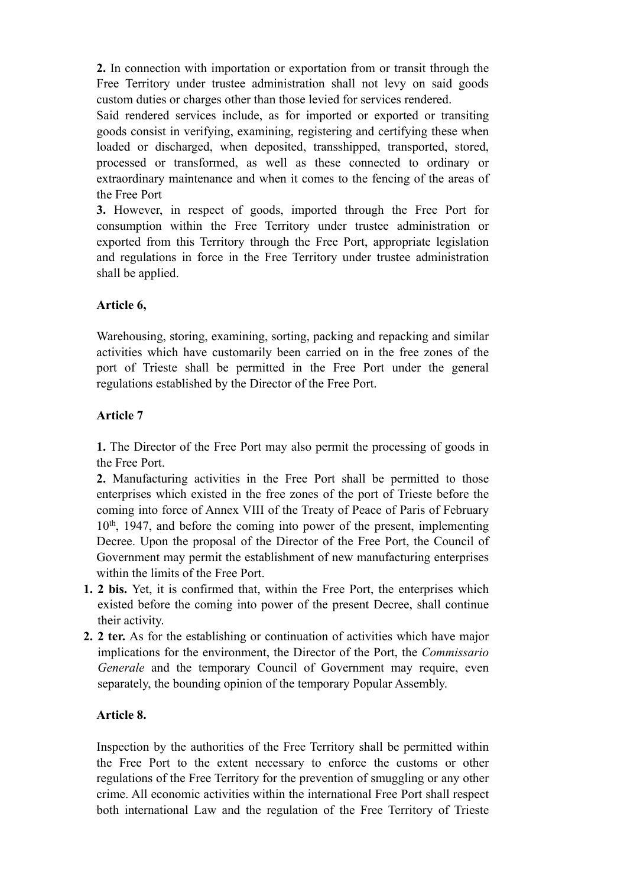**2.** In connection with importation or exportation from or transit through the Free Territory under trustee administration shall not levy on said goods custom duties or charges other than those levied for services rendered.

Said rendered services include, as for imported or exported or transiting goods consist in verifying, examining, registering and certifying these when loaded or discharged, when deposited, transshipped, transported, stored, processed or transformed, as well as these connected to ordinary or extraordinary maintenance and when it comes to the fencing of the areas of the Free Port

**3.** However, in respect of goods, imported through the Free Port for consumption within the Free Territory under trustee administration or exported from this Territory through the Free Port, appropriate legislation and regulations in force in the Free Territory under trustee administration shall be applied.

**Article 6,**

Warehousing, storing, examining, sorting, packing and repacking and similar activities which have customarily been carried on in the free zones of the port of Trieste shall be permitted in the Free Port under the general regulations established by the Director of the Free Port.

**Article 7**

**1.** The Director of the Free Port may also permit the processing of goods in the Free Port.

**2.** Manufacturing activities in the Free Port shall be permitted to those enterprises which existed in the free zones of the port of Trieste before the coming into force of Annex VIII of the Treaty of Peace of Paris of February 10th, 1947, and before the coming into power of the present, implementing Decree. Upon the proposal of the Director of the Free Port, the Council of Government may permit the establishment of new manufacturing enterprises within the limits of the Free Port.

1. **2 bis.** Yet, it is confirmed that, within the Free Port, the enterprises which existed before the coming into power of the present Decree, shall continue their activity.
2. **2 ter.** As for the establishing or continuation of activities which have major implications for the environment, the Director of the Port, the *Commissario Generale* and the temporary Council of Government may require, even separately, the bounding opinion of the temporary Popular Assembly.

**Article 8.**

Inspection by the authorities of the Free Territory shall be permitted within the Free Port to the extent necessary to enforce the customs or other regulations of the Free Territory for the prevention of smuggling or any other crime. All economic activities within the international Free Port shall respect both international Law and the regulation of the Free Territory of Trieste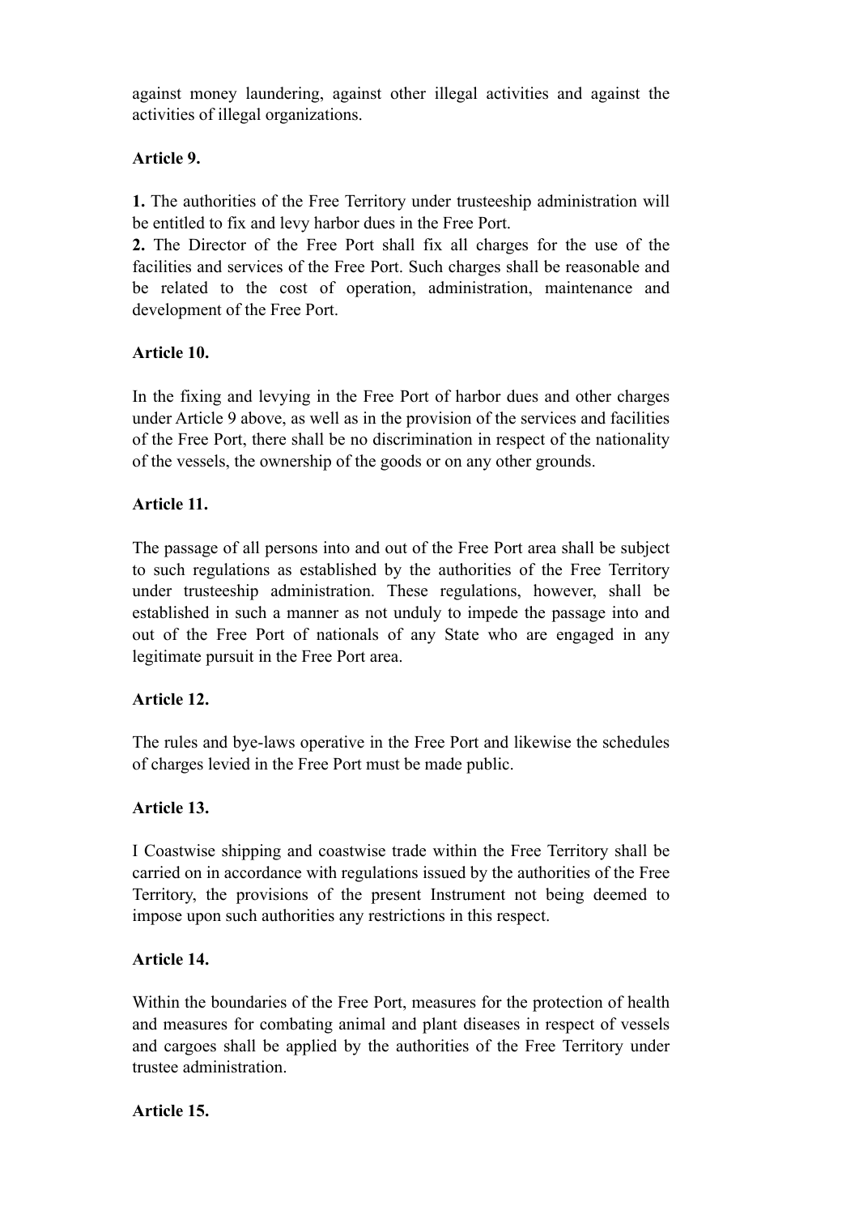against money laundering, against other illegal activities and against the activities of illegal organizations.

**Article 9.**

**1.** The authorities of the Free Territory under trusteeship administration will be entitled to fix and levy harbor dues in the Free Port.
**2.** The Director of the Free Port shall fix all charges for the use of the facilities and services of the Free Port. Such charges shall be reasonable and be related to the cost of operation, administration, maintenance and development of the Free Port.

**Article 10.**

In the fixing and levying in the Free Port of harbor dues and other charges under Article 9 above, as well as in the provision of the services and facilities of the Free Port, there shall be no discrimination in respect of the nationality of the vessels, the ownership of the goods or on any other grounds.

**Article 11.**

The passage of all persons into and out of the Free Port area shall be subject to such regulations as established by the authorities of the Free Territory under trusteeship administration. These regulations, however, shall be established in such a manner as not unduly to impede the passage into and out of the Free Port of nationals of any State who are engaged in any legitimate pursuit in the Free Port area.

**Article 12.**

The rules and bye-laws operative in the Free Port and likewise the schedules of charges levied in the Free Port must be made public.

**Article 13.**

I Coastwise shipping and coastwise trade within the Free Territory shall be carried on in accordance with regulations issued by the authorities of the Free Territory, the provisions of the present Instrument not being deemed to impose upon such authorities any restrictions in this respect.

**Article 14.**

Within the boundaries of the Free Port, measures for the protection of health and measures for combating animal and plant diseases in respect of vessels and cargoes shall be applied by the authorities of the Free Territory under trustee administration.

**Article 15.**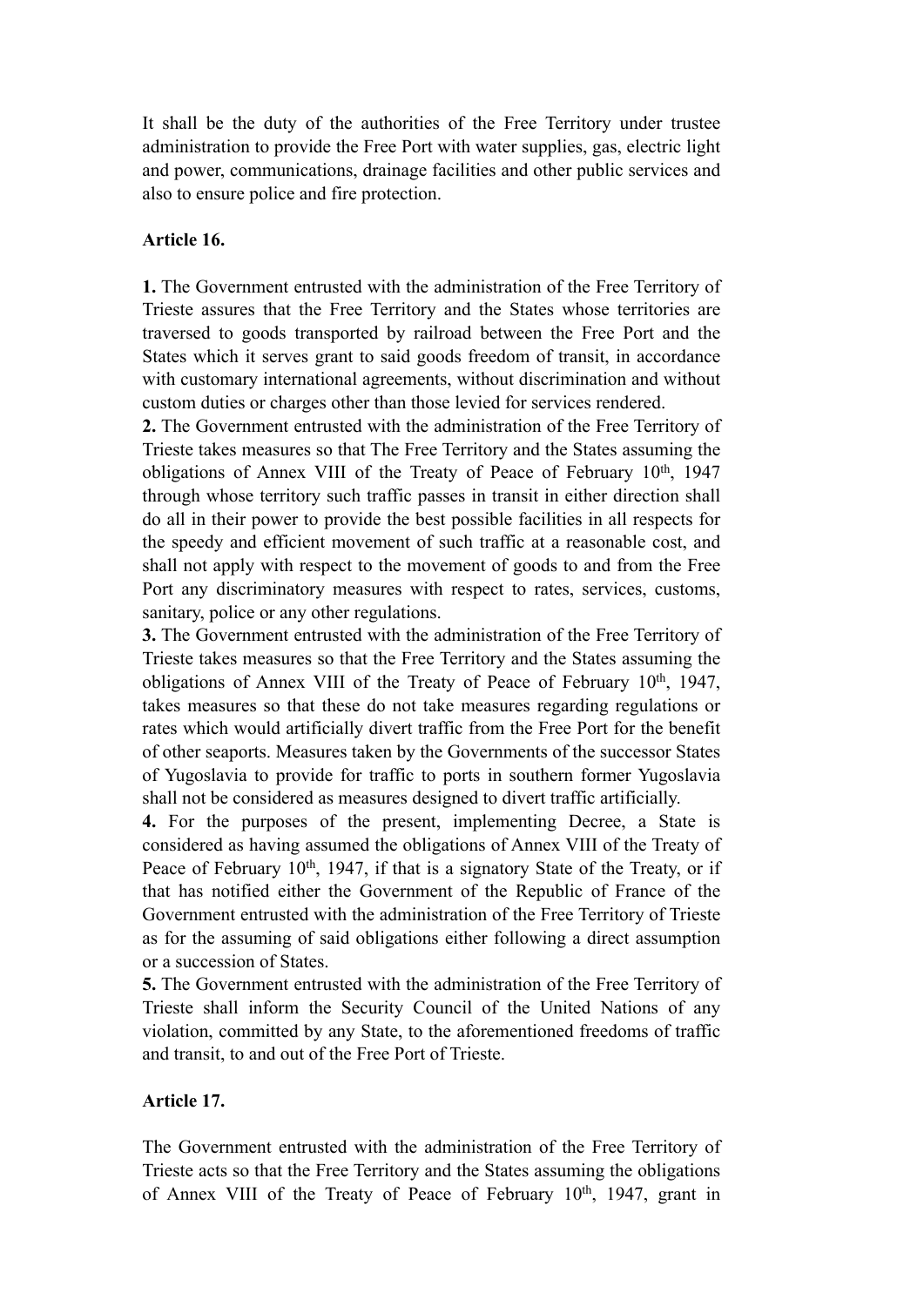It shall be the duty of the authorities of the Free Territory under trustee administration to provide the Free Port with water supplies, gas, electric light and power, communications, drainage facilities and other public services and also to ensure police and fire protection.

**Article 16.**

**1.** The Government entrusted with the administration of the Free Territory of Trieste assures that the Free Territory and the States whose territories are traversed to goods transported by railroad between the Free Port and the States which it serves grant to said goods freedom of transit, in accordance with customary international agreements, without discrimination and without custom duties or charges other than those levied for services rendered.
**2.** The Government entrusted with the administration of the Free Territory of Trieste takes measures so that The Free Territory and the States assuming the obligations of Annex VIII of the Treaty of Peace of February 10th, 1947 through whose territory such traffic passes in transit in either direction shall do all in their power to provide the best possible facilities in all respects for the speedy and efficient movement of such traffic at a reasonable cost, and shall not apply with respect to the movement of goods to and from the Free Port any discriminatory measures with respect to rates, services, customs, sanitary, police or any other regulations.
**3.** The Government entrusted with the administration of the Free Territory of Trieste takes measures so that the Free Territory and the States assuming the obligations of Annex VIII of the Treaty of Peace of February 10th, 1947, takes measures so that these do not take measures regarding regulations or rates which would artificially divert traffic from the Free Port for the benefit of other seaports. Measures taken by the Governments of the successor States of Yugoslavia to provide for traffic to ports in southern former Yugoslavia shall not be considered as measures designed to divert traffic artificially.
**4.** For the purposes of the present, implementing Decree, a State is considered as having assumed the obligations of Annex VIII of the Treaty of Peace of February 10th, 1947, if that is a signatory State of the Treaty, or if that has notified either the Government of the Republic of France of the Government entrusted with the administration of the Free Territory of Trieste as for the assuming of said obligations either following a direct assumption or a succession of States.
**5.** The Government entrusted with the administration of the Free Territory of Trieste shall inform the Security Council of the United Nations of any violation, committed by any State, to the aforementioned freedoms of traffic and transit, to and out of the Free Port of Trieste.

**Article 17.**

The Government entrusted with the administration of the Free Territory of Trieste acts so that the Free Territory and the States assuming the obligations of Annex VIII of the Treaty of Peace of February 10th, 1947, grant in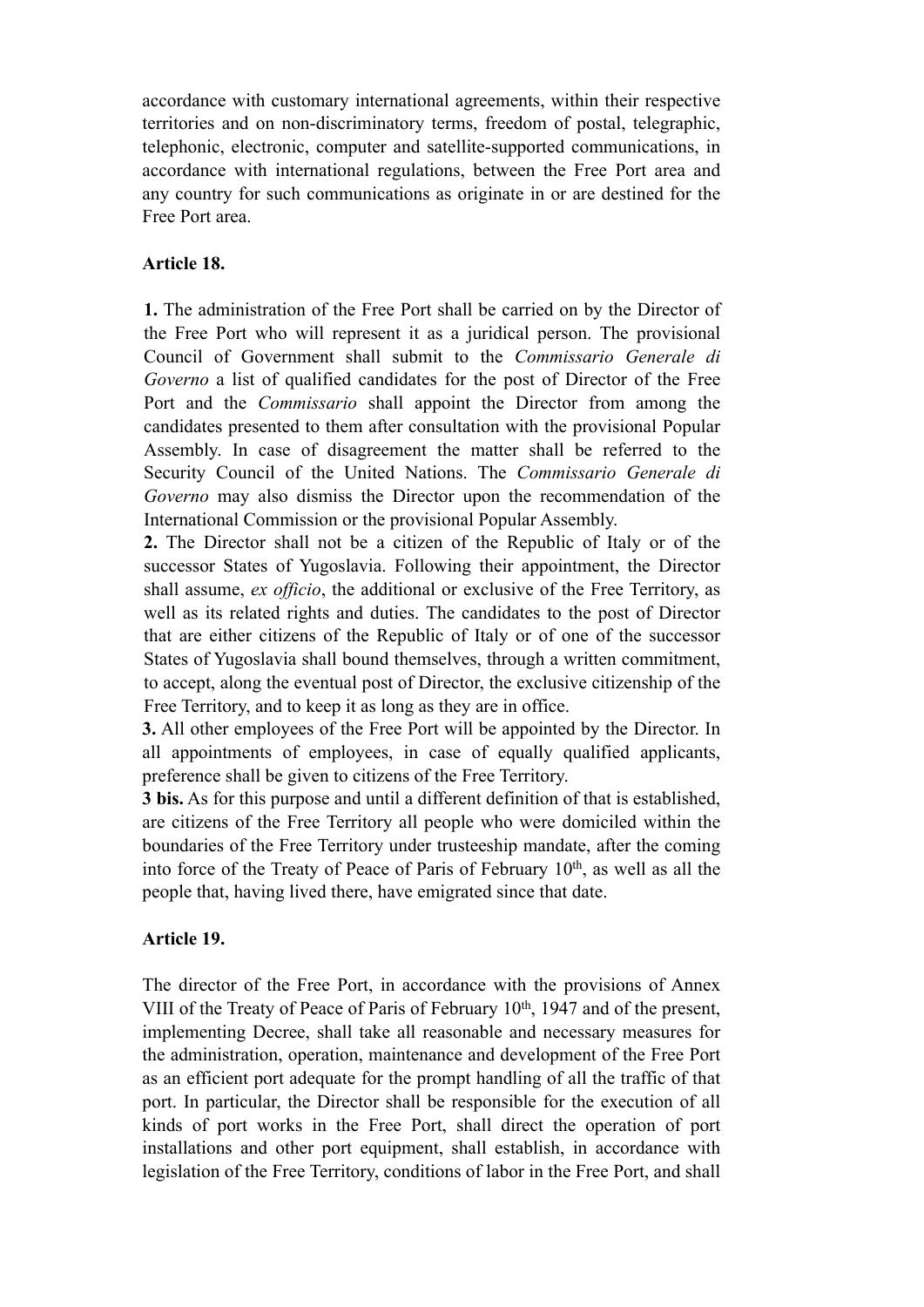accordance with customary international agreements, within their respective territories and on non-discriminatory terms, freedom of postal, telegraphic, telephonic, electronic, computer and satellite-supported communications, in accordance with international regulations, between the Free Port area and any country for such communications as originate in or are destined for the Free Port area.

**Article 18.**

**1.** The administration of the Free Port shall be carried on by the Director of the Free Port who will represent it as a juridical person. The provisional Council of Government shall submit to the *Commissario Generale di Governo* a list of qualified candidates for the post of Director of the Free Port and the *Commissario* shall appoint the Director from among the candidates presented to them after consultation with the provisional Popular Assembly. In case of disagreement the matter shall be referred to the Security Council of the United Nations. The *Commissario Generale di Governo* may also dismiss the Director upon the recommendation of the International Commission or the provisional Popular Assembly.
**2.** The Director shall not be a citizen of the Republic of Italy or of the successor States of Yugoslavia. Following their appointment, the Director shall assume, *ex officio*, the additional or exclusive of the Free Territory, as well as its related rights and duties. The candidates to the post of Director that are either citizens of the Republic of Italy or of one of the successor States of Yugoslavia shall bound themselves, through a written commitment, to accept, along the eventual post of Director, the exclusive citizenship of the Free Territory, and to keep it as long as they are in office.
**3.** All other employees of the Free Port will be appointed by the Director. In all appointments of employees, in case of equally qualified applicants, preference shall be given to citizens of the Free Territory.
**3 bis.** As for this purpose and until a different definition of that is established, are citizens of the Free Territory all people who were domiciled within the boundaries of the Free Territory under trusteeship mandate, after the coming into force of the Treaty of Peace of Paris of February 10th, as well as all the people that, having lived there, have emigrated since that date.

**Article 19.**

The director of the Free Port, in accordance with the provisions of Annex VIII of the Treaty of Peace of Paris of February 10th, 1947 and of the present, implementing Decree, shall take all reasonable and necessary measures for the administration, operation, maintenance and development of the Free Port as an efficient port adequate for the prompt handling of all the traffic of that port. In particular, the Director shall be responsible for the execution of all kinds of port works in the Free Port, shall direct the operation of port installations and other port equipment, shall establish, in accordance with legislation of the Free Territory, conditions of labor in the Free Port, and shall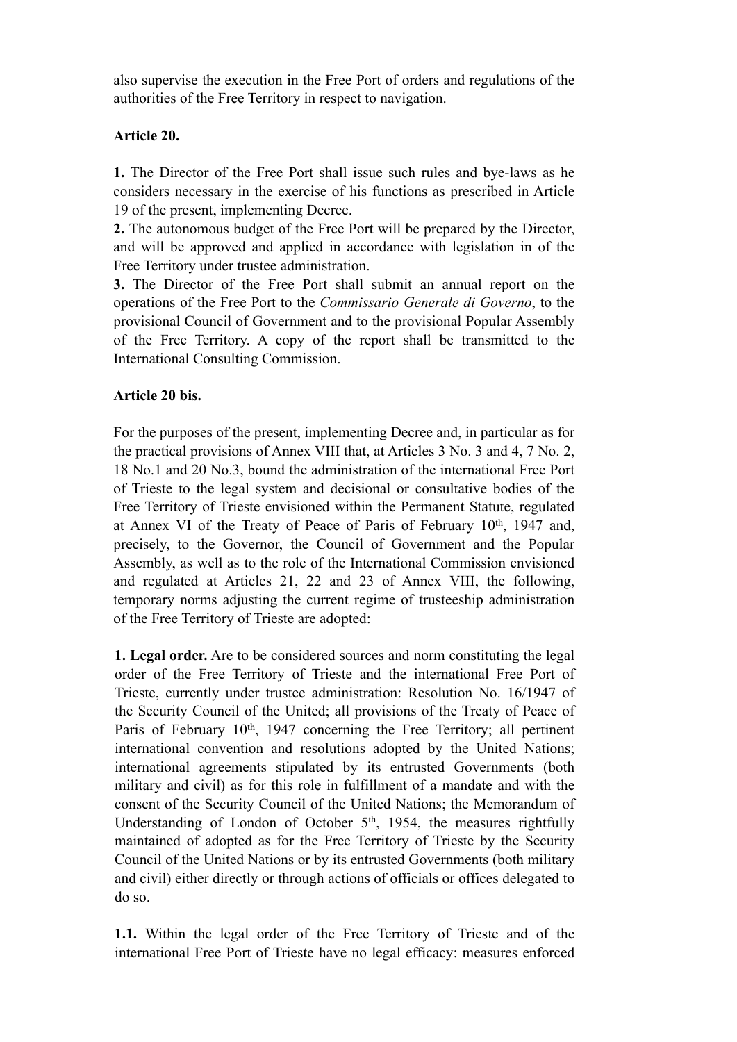also supervise the execution in the Free Port of orders and regulations of the authorities of the Free Territory in respect to navigation.

**Article 20.**

**1.** The Director of the Free Port shall issue such rules and bye-laws as he considers necessary in the exercise of his functions as prescribed in Article 19 of the present, implementing Decree.
**2.** The autonomous budget of the Free Port will be prepared by the Director, and will be approved and applied in accordance with legislation in of the Free Territory under trustee administration.
**3.** The Director of the Free Port shall submit an annual report on the operations of the Free Port to the *Commissario Generale di Governo*, to the provisional Council of Government and to the provisional Popular Assembly of the Free Territory. A copy of the report shall be transmitted to the International Consulting Commission.

**Article 20 bis.**

For the purposes of the present, implementing Decree and, in particular as for the practical provisions of Annex VIII that, at Articles 3 No. 3 and 4, 7 No. 2, 18 No.1 and 20 No.3, bound the administration of the international Free Port of Trieste to the legal system and decisional or consultative bodies of the Free Territory of Trieste envisioned within the Permanent Statute, regulated at Annex VI of the Treaty of Peace of Paris of February 10th, 1947 and, precisely, to the Governor, the Council of Government and the Popular Assembly, as well as to the role of the International Commission envisioned and regulated at Articles 21, 22 and 23 of Annex VIII, the following, temporary norms adjusting the current regime of trusteeship administration of the Free Territory of Trieste are adopted:

**1. Legal order.** Are to be considered sources and norm constituting the legal order of the Free Territory of Trieste and the international Free Port of Trieste, currently under trustee administration: Resolution No. 16/1947 of the Security Council of the United; all provisions of the Treaty of Peace of Paris of February 10th, 1947 concerning the Free Territory; all pertinent international convention and resolutions adopted by the United Nations; international agreements stipulated by its entrusted Governments (both military and civil) as for this role in fulfillment of a mandate and with the consent of the Security Council of the United Nations; the Memorandum of Understanding of London of October 5th, 1954, the measures rightfully maintained of adopted as for the Free Territory of Trieste by the Security Council of the United Nations or by its entrusted Governments (both military and civil) either directly or through actions of officials or offices delegated to do so.

**1.1.** Within the legal order of the Free Territory of Trieste and of the international Free Port of Trieste have no legal efficacy: measures enforced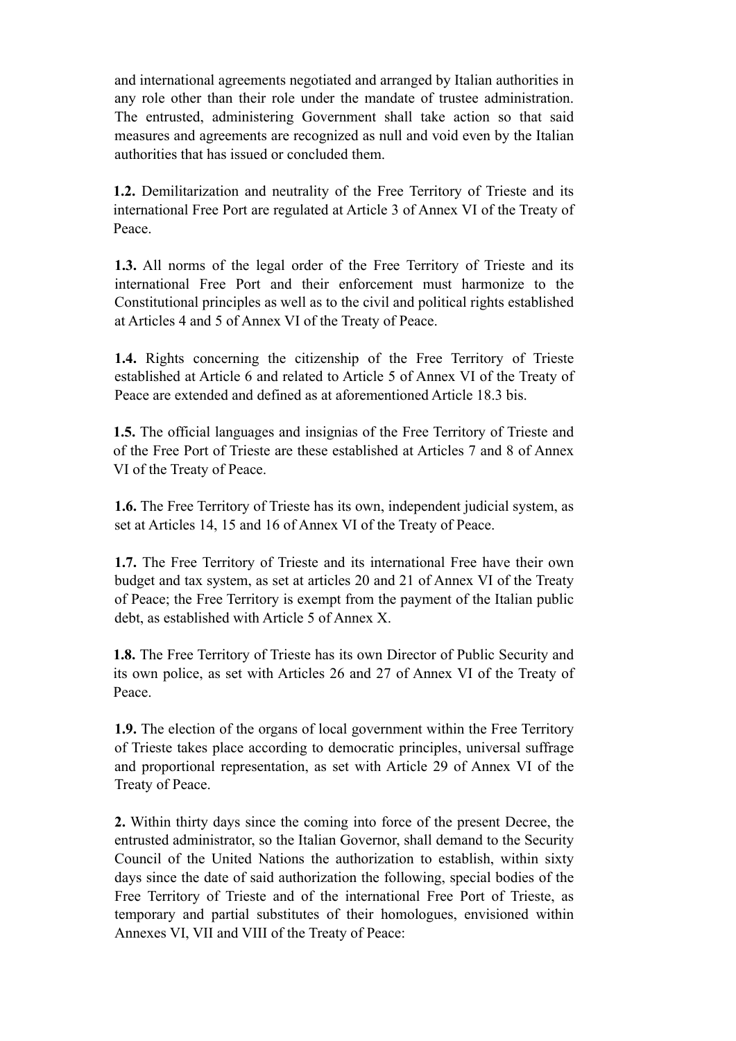and international agreements negotiated and arranged by Italian authorities in any role other than their role under the mandate of trustee administration. The entrusted, administering Government shall take action so that said measures and agreements are recognized as null and void even by the Italian authorities that has issued or concluded them.

**1.2.** Demilitarization and neutrality of the Free Territory of Trieste and its international Free Port are regulated at Article 3 of Annex VI of the Treaty of Peace.

**1.3.** All norms of the legal order of the Free Territory of Trieste and its international Free Port and their enforcement must harmonize to the Constitutional principles as well as to the civil and political rights established at Articles 4 and 5 of Annex VI of the Treaty of Peace.

**1.4.** Rights concerning the citizenship of the Free Territory of Trieste established at Article 6 and related to Article 5 of Annex VI of the Treaty of Peace are extended and defined as at aforementioned Article 18.3 bis.

**1.5.** The official languages and insignias of the Free Territory of Trieste and of the Free Port of Trieste are these established at Articles 7 and 8 of Annex VI of the Treaty of Peace.

**1.6.** The Free Territory of Trieste has its own, independent judicial system, as set at Articles 14, 15 and 16 of Annex VI of the Treaty of Peace.

**1.7.** The Free Territory of Trieste and its international Free have their own budget and tax system, as set at articles 20 and 21 of Annex VI of the Treaty of Peace; the Free Territory is exempt from the payment of the Italian public debt, as established with Article 5 of Annex X.

**1.8.** The Free Territory of Trieste has its own Director of Public Security and its own police, as set with Articles 26 and 27 of Annex VI of the Treaty of Peace.

**1.9.** The election of the organs of local government within the Free Territory of Trieste takes place according to democratic principles, universal suffrage and proportional representation, as set with Article 29 of Annex VI of the Treaty of Peace.

**2.** Within thirty days since the coming into force of the present Decree, the entrusted administrator, so the Italian Governor, shall demand to the Security Council of the United Nations the authorization to establish, within sixty days since the date of said authorization the following, special bodies of the Free Territory of Trieste and of the international Free Port of Trieste, as temporary and partial substitutes of their homologues, envisioned within Annexes VI, VII and VIII of the Treaty of Peace: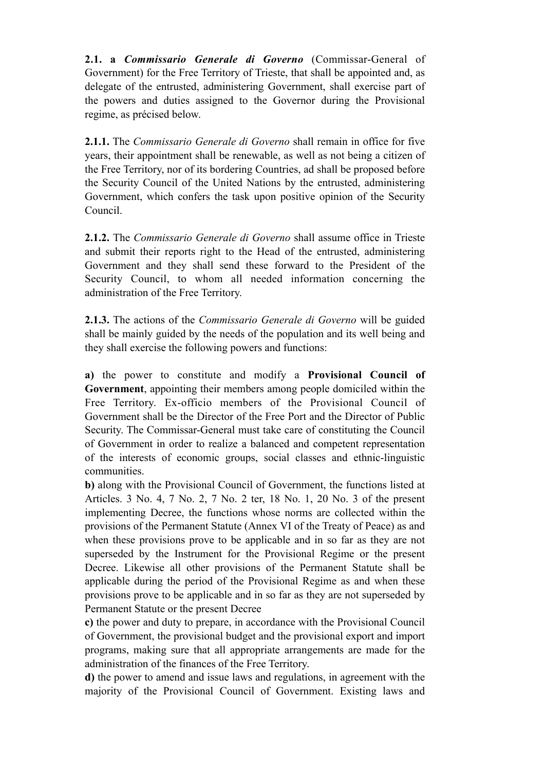**2.1. a** ***Commissario Generale di Governo*** (Commissar-General of Government) for the Free Territory of Trieste, that shall be appointed and, as delegate of the entrusted, administering Government, shall exercise part of the powers and duties assigned to the Governor during the Provisional regime, as précised below.

**2.1.1.** The *Commissario Generale di Governo* shall remain in office for five years, their appointment shall be renewable, as well as not being a citizen of the Free Territory, nor of its bordering Countries, ad shall be proposed before the Security Council of the United Nations by the entrusted, administering Government, which confers the task upon positive opinion of the Security Council.

**2.1.2.** The *Commissario Generale di Governo* shall assume office in Trieste and submit their reports right to the Head of the entrusted, administering Government and they shall send these forward to the President of the Security Council, to whom all needed information concerning the administration of the Free Territory.

**2.1.3.** The actions of the *Commissario Generale di Governo* will be guided shall be mainly guided by the needs of the population and its well being and they shall exercise the following powers and functions:

**a)** the power to constitute and modify a **Provisional Council of Government**, appointing their members among people domiciled within the Free Territory. Ex-officio members of the Provisional Council of Government shall be the Director of the Free Port and the Director of Public Security. The Commissar-General must take care of constituting the Council of Government in order to realize a balanced and competent representation of the interests of economic groups, social classes and ethnic-linguistic communities.
**b)** along with the Provisional Council of Government, the functions listed at Articles. 3 No. 4, 7 No. 2, 7 No. 2 ter, 18 No. 1, 20 No. 3 of the present implementing Decree, the functions whose norms are collected within the provisions of the Permanent Statute (Annex VI of the Treaty of Peace) as and when these provisions prove to be applicable and in so far as they are not superseded by the Instrument for the Provisional Regime or the present Decree. Likewise all other provisions of the Permanent Statute shall be applicable during the period of the Provisional Regime as and when these provisions prove to be applicable and in so far as they are not superseded by Permanent Statute or the present Decree
**c)** the power and duty to prepare, in accordance with the Provisional Council of Government, the provisional budget and the provisional export and import programs, making sure that all appropriate arrangements are made for the administration of the finances of the Free Territory.
**d)** the power to amend and issue laws and regulations, in agreement with the majority of the Provisional Council of Government. Existing laws and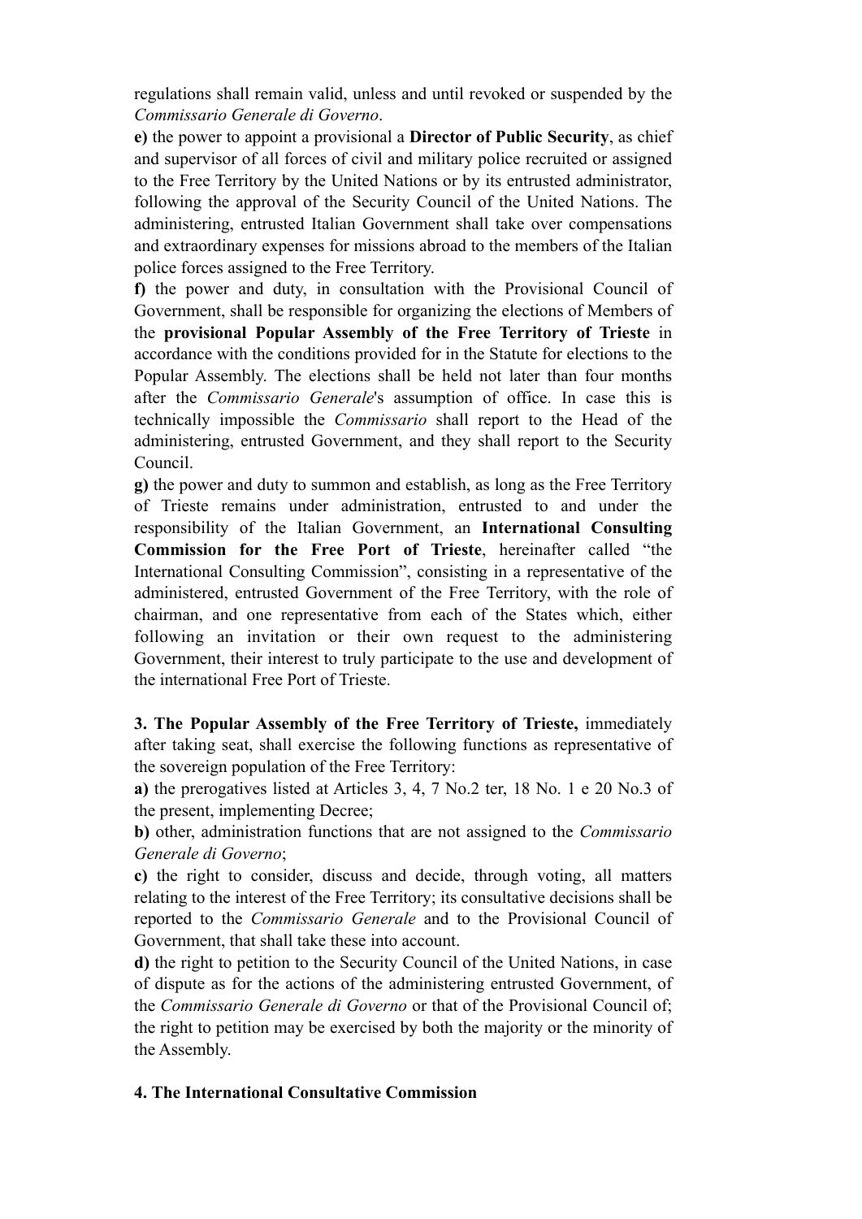regulations shall remain valid, unless and until revoked or suspended by the *Commissario Generale di Governo*.

**e)** the power to appoint a provisional a **Director of Public Security**, as chief and supervisor of all forces of civil and military police recruited or assigned to the Free Territory by the United Nations or by its entrusted administrator, following the approval of the Security Council of the United Nations. The administering, entrusted Italian Government shall take over compensations and extraordinary expenses for missions abroad to the members of the Italian police forces assigned to the Free Territory.

**f)** the power and duty, in consultation with the Provisional Council of Government, shall be responsible for organizing the elections of Members of the **provisional Popular Assembly of the Free Territory of Trieste** in accordance with the conditions provided for in the Statute for elections to the Popular Assembly. The elections shall be held not later than four months after the *Commissario Generale*'s assumption of office. In case this is technically impossible the *Commissario* shall report to the Head of the administering, entrusted Government, and they shall report to the Security Council.

**g)** the power and duty to summon and establish, as long as the Free Territory of Trieste remains under administration, entrusted to and under the responsibility of the Italian Government, an **International Consulting Commission for the Free Port of Trieste**, hereinafter called "the International Consulting Commission", consisting in a representative of the administered, entrusted Government of the Free Territory, with the role of chairman, and one representative from each of the States which, either following an invitation or their own request to the administering Government, their interest to truly participate to the use and development of the international Free Port of Trieste.

**3. The Popular Assembly of the Free Territory of Trieste,** immediately after taking seat, shall exercise the following functions as representative of the sovereign population of the Free Territory:

**a)** the prerogatives listed at Articles 3, 4, 7 No.2 ter, 18 No. 1 e 20 No.3 of the present, implementing Decree;

**b)** other, administration functions that are not assigned to the *Commissario Generale di Governo*;

**c)** the right to consider, discuss and decide, through voting, all matters relating to the interest of the Free Territory; its consultative decisions shall be reported to the *Commissario Generale* and to the Provisional Council of Government, that shall take these into account.

**d)** the right to petition to the Security Council of the United Nations, in case of dispute as for the actions of the administering entrusted Government, of the *Commissario Generale di Governo* or that of the Provisional Council of; the right to petition may be exercised by both the majority or the minority of the Assembly.

**4. The International Consultative Commission**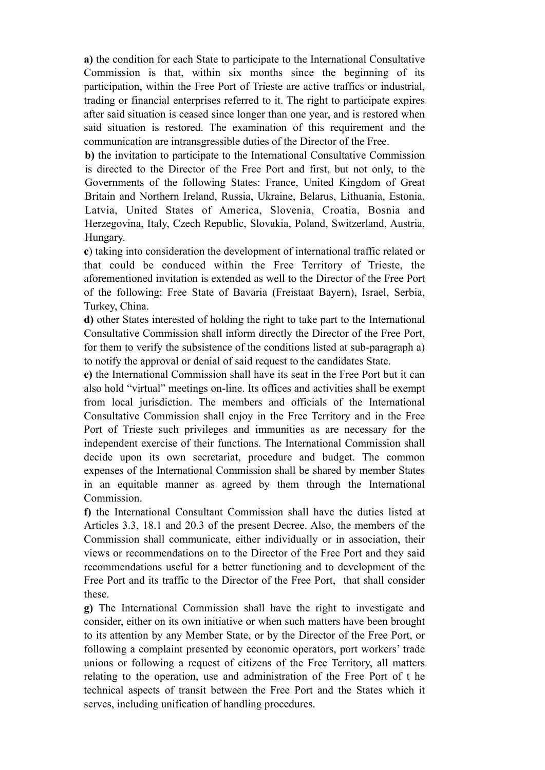**a)** the condition for each State to participate to the International Consultative Commission is that, within six months since the beginning of its participation, within the Free Port of Trieste are active traffics or industrial, trading or financial enterprises referred to it. The right to participate expires after said situation is ceased since longer than one year, and is restored when said situation is restored. The examination of this requirement and the communication are intransgressible duties of the Director of the Free.

**b)** the invitation to participate to the International Consultative Commission is directed to the Director of the Free Port and first, but not only, to the Governments of the following States: France, United Kingdom of Great Britain and Northern Ireland, Russia, Ukraine, Belarus, Lithuania, Estonia, Latvia, United States of America, Slovenia, Croatia, Bosnia and Herzegovina, Italy, Czech Republic, Slovakia, Poland, Switzerland, Austria, Hungary.

**c**) taking into consideration the development of international traffic related or that could be conduced within the Free Territory of Trieste, the aforementioned invitation is extended as well to the Director of the Free Port of the following: Free State of Bavaria (Freistaat Bayern), Israel, Serbia, Turkey, China.

**d)** other States interested of holding the right to take part to the International Consultative Commission shall inform directly the Director of the Free Port, for them to verify the subsistence of the conditions listed at sub-paragraph a) to notify the approval or denial of said request to the candidates State.

**e)** the International Commission shall have its seat in the Free Port but it can also hold "virtual" meetings on-line. Its offices and activities shall be exempt from local jurisdiction. The members and officials of the International Consultative Commission shall enjoy in the Free Territory and in the Free Port of Trieste such privileges and immunities as are necessary for the independent exercise of their functions. The International Commission shall decide upon its own secretariat, procedure and budget. The common expenses of the International Commission shall be shared by member States in an equitable manner as agreed by them through the International Commission.

**f)** the International Consultant Commission shall have the duties listed at Articles 3.3, 18.1 and 20.3 of the present Decree. Also, the members of the Commission shall communicate, either individually or in association, their views or recommendations on to the Director of the Free Port and they said recommendations useful for a better functioning and to development of the Free Port and its traffic to the Director of the Free Port, that shall consider these.

**g)** The International Commission shall have the right to investigate and consider, either on its own initiative or when such matters have been brought to its attention by any Member State, or by the Director of the Free Port, or following a complaint presented by economic operators, port workers' trade unions or following a request of citizens of the Free Territory, all matters relating to the operation, use and administration of the Free Port of t he technical aspects of transit between the Free Port and the States which it serves, including unification of handling procedures.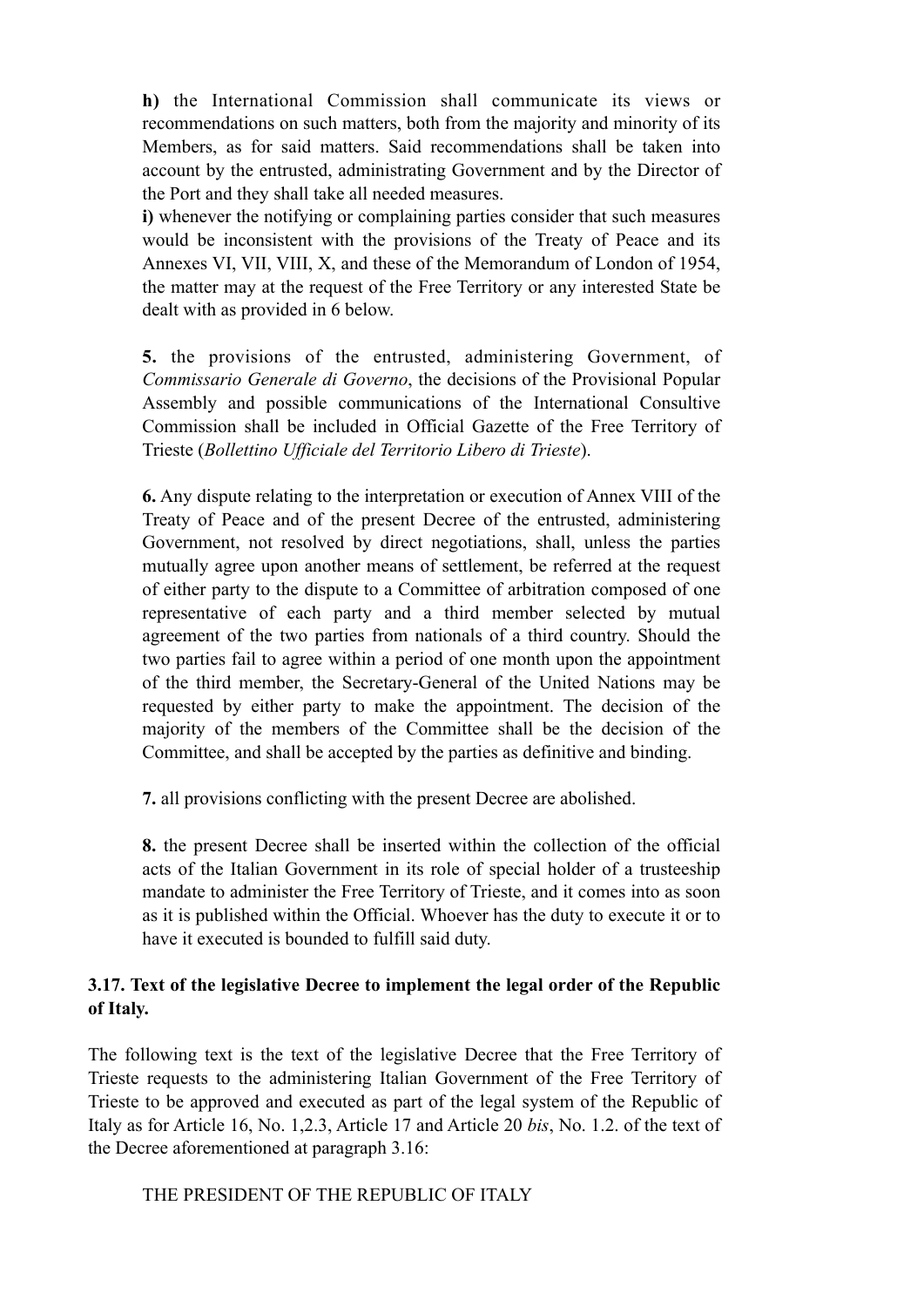**h)** the International Commission shall communicate its views or recommendations on such matters, both from the majority and minority of its Members, as for said matters. Said recommendations shall be taken into account by the entrusted, administrating Government and by the Director of the Port and they shall take all needed measures.

**i)** whenever the notifying or complaining parties consider that such measures would be inconsistent with the provisions of the Treaty of Peace and its Annexes VI, VII, VIII, X, and these of the Memorandum of London of 1954, the matter may at the request of the Free Territory or any interested State be dealt with as provided in 6 below.

**5.** the provisions of the entrusted, administering Government, of *Commissario Generale di Governo*, the decisions of the Provisional Popular Assembly and possible communications of the International Consultive Commission shall be included in Official Gazette of the Free Territory of Trieste (*Bollettino Ufficiale del Territorio Libero di Trieste*).

**6.** Any dispute relating to the interpretation or execution of Annex VIII of the Treaty of Peace and of the present Decree of the entrusted, administering Government, not resolved by direct negotiations, shall, unless the parties mutually agree upon another means of settlement, be referred at the request of either party to the dispute to a Committee of arbitration composed of one representative of each party and a third member selected by mutual agreement of the two parties from nationals of a third country. Should the two parties fail to agree within a period of one month upon the appointment of the third member, the Secretary-General of the United Nations may be requested by either party to make the appointment. The decision of the majority of the members of the Committee shall be the decision of the Committee, and shall be accepted by the parties as definitive and binding.

**7.** all provisions conflicting with the present Decree are abolished.

**8.** the present Decree shall be inserted within the collection of the official acts of the Italian Government in its role of special holder of a trusteeship mandate to administer the Free Territory of Trieste, and it comes into as soon as it is published within the Official. Whoever has the duty to execute it or to have it executed is bounded to fulfill said duty.

### 3.17. Text of the legislative Decree to implement the legal order of the Republic of Italy.

The following text is the text of the legislative Decree that the Free Territory of Trieste requests to the administering Italian Government of the Free Territory of Trieste to be approved and executed as part of the legal system of the Republic of Italy as for Article 16, No. 1,2.3, Article 17 and Article 20 *bis*, No. 1.2. of the text of the Decree aforementioned at paragraph 3.16:

THE PRESIDENT OF THE REPUBLIC OF ITALY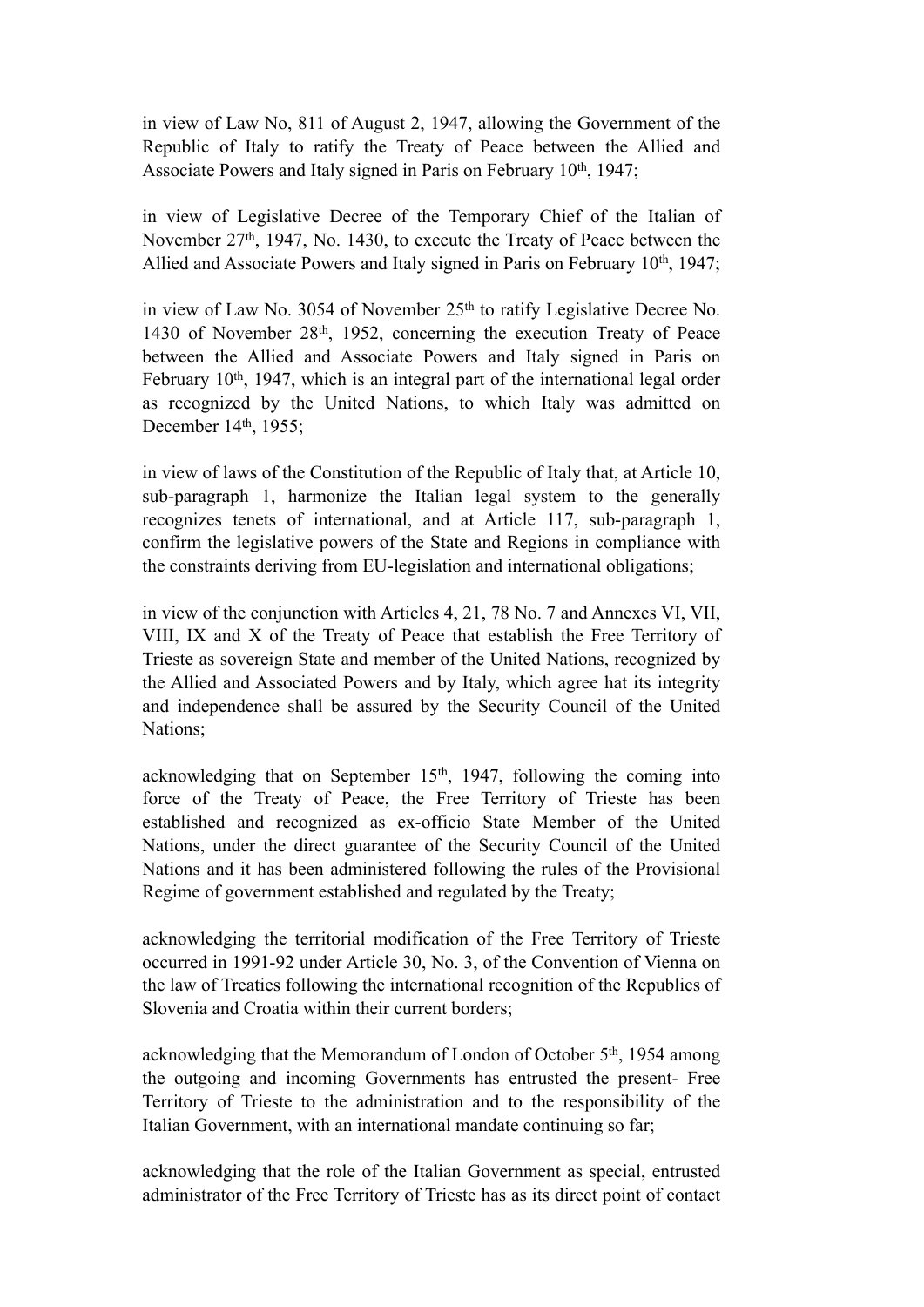in view of Law No, 811 of August 2, 1947, allowing the Government of the Republic of Italy to ratify the Treaty of Peace between the Allied and Associate Powers and Italy signed in Paris on February 10th, 1947;

in view of Legislative Decree of the Temporary Chief of the Italian of November 27th, 1947, No. 1430, to execute the Treaty of Peace between the Allied and Associate Powers and Italy signed in Paris on February 10th, 1947;

in view of Law No. 3054 of November 25th to ratify Legislative Decree No. 1430 of November 28th, 1952, concerning the execution Treaty of Peace between the Allied and Associate Powers and Italy signed in Paris on February 10th, 1947, which is an integral part of the international legal order as recognized by the United Nations, to which Italy was admitted on December 14th, 1955;

in view of laws of the Constitution of the Republic of Italy that, at Article 10, sub-paragraph 1, harmonize the Italian legal system to the generally recognizes tenets of international, and at Article 117, sub-paragraph 1, confirm the legislative powers of the State and Regions in compliance with the constraints deriving from EU-legislation and international obligations;

in view of the conjunction with Articles 4, 21, 78 No. 7 and Annexes VI, VII, VIII, IX and X of the Treaty of Peace that establish the Free Territory of Trieste as sovereign State and member of the United Nations, recognized by the Allied and Associated Powers and by Italy, which agree hat its integrity and independence shall be assured by the Security Council of the United Nations;

acknowledging that on September 15th, 1947, following the coming into force of the Treaty of Peace, the Free Territory of Trieste has been established and recognized as ex-officio State Member of the United Nations, under the direct guarantee of the Security Council of the United Nations and it has been administered following the rules of the Provisional Regime of government established and regulated by the Treaty;

acknowledging the territorial modification of the Free Territory of Trieste occurred in 1991-92 under Article 30, No. 3, of the Convention of Vienna on the law of Treaties following the international recognition of the Republics of Slovenia and Croatia within their current borders;

acknowledging that the Memorandum of London of October 5th, 1954 among the outgoing and incoming Governments has entrusted the present- Free Territory of Trieste to the administration and to the responsibility of the Italian Government, with an international mandate continuing so far;

acknowledging that the role of the Italian Government as special, entrusted administrator of the Free Territory of Trieste has as its direct point of contact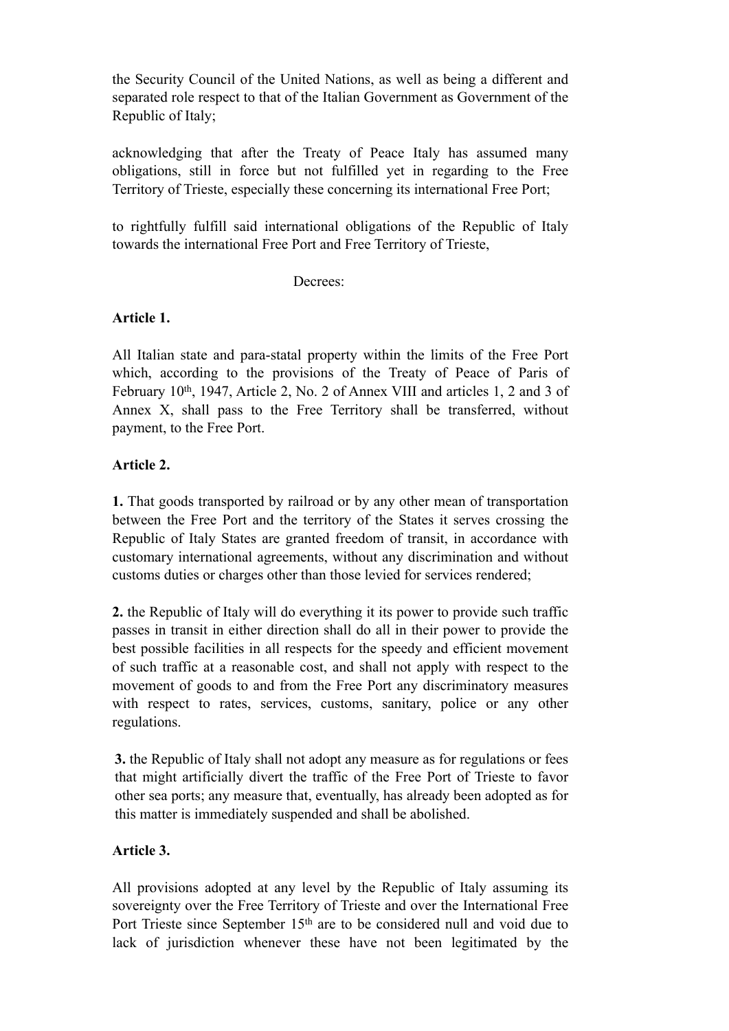the Security Council of the United Nations, as well as being a different and separated role respect to that of the Italian Government as Government of the Republic of Italy;

acknowledging that after the Treaty of Peace Italy has assumed many obligations, still in force but not fulfilled yet in regarding to the Free Territory of Trieste, especially these concerning its international Free Port;

to rightfully fulfill said international obligations of the Republic of Italy towards the international Free Port and Free Territory of Trieste,

Decrees:

**Article 1.**

All Italian state and para-statal property within the limits of the Free Port which, according to the provisions of the Treaty of Peace of Paris of February 10th, 1947, Article 2, No. 2 of Annex VIII and articles 1, 2 and 3 of Annex X, shall pass to the Free Territory shall be transferred, without payment, to the Free Port.

**Article 2.**

**1.** That goods transported by railroad or by any other mean of transportation between the Free Port and the territory of the States it serves crossing the Republic of Italy States are granted freedom of transit, in accordance with customary international agreements, without any discrimination and without customs duties or charges other than those levied for services rendered;

**2.** the Republic of Italy will do everything it its power to provide such traffic passes in transit in either direction shall do all in their power to provide the best possible facilities in all respects for the speedy and efficient movement of such traffic at a reasonable cost, and shall not apply with respect to the movement of goods to and from the Free Port any discriminatory measures with respect to rates, services, customs, sanitary, police or any other regulations.

**3.** the Republic of Italy shall not adopt any measure as for regulations or fees that might artificially divert the traffic of the Free Port of Trieste to favor other sea ports; any measure that, eventually, has already been adopted as for this matter is immediately suspended and shall be abolished.

**Article 3.**

All provisions adopted at any level by the Republic of Italy assuming its sovereignty over the Free Territory of Trieste and over the International Free Port Trieste since September 15th are to be considered null and void due to lack of jurisdiction whenever these have not been legitimated by the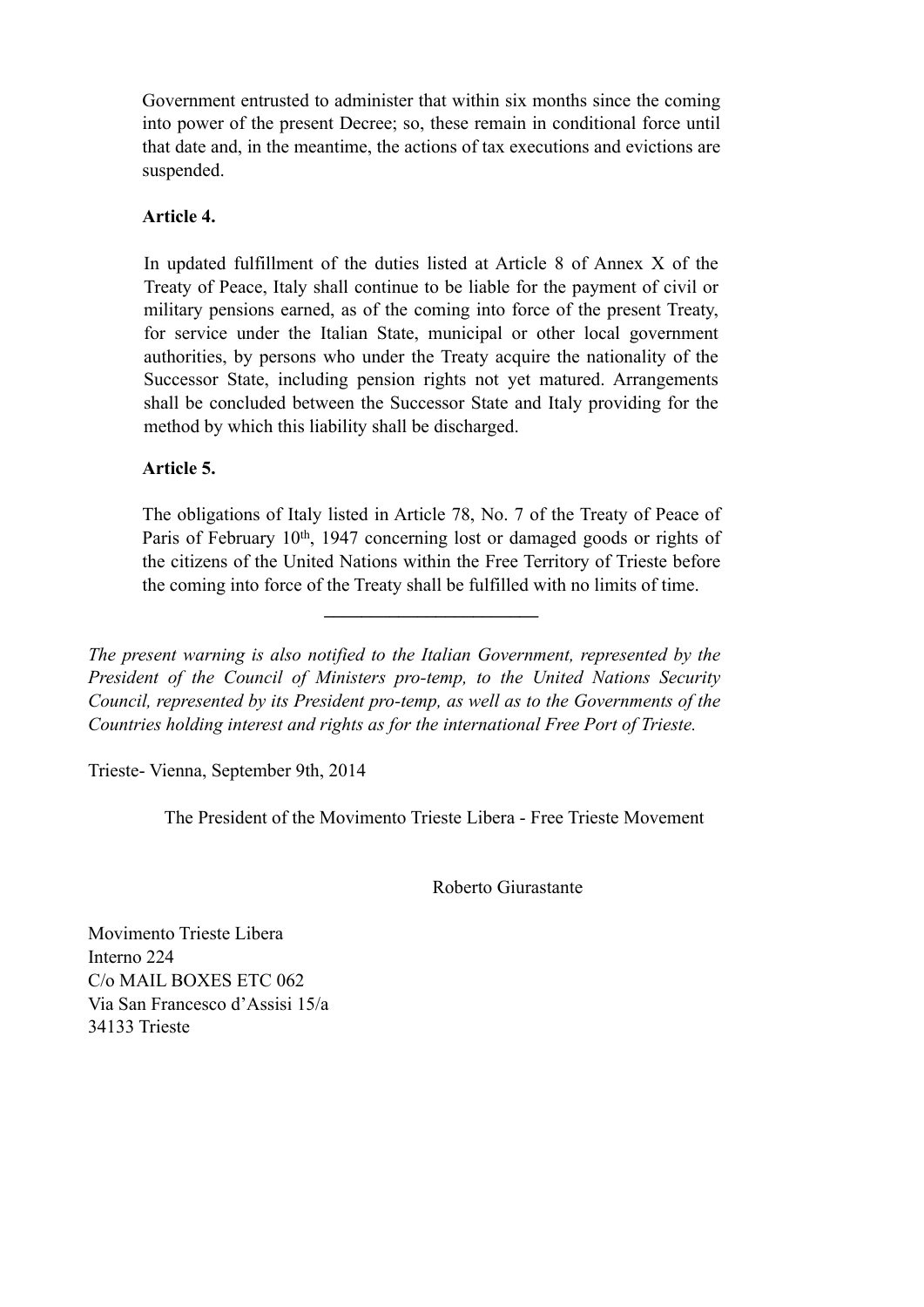Government entrusted to administer that within six months since the coming into power of the present Decree; so, these remain in conditional force until that date and, in the meantime, the actions of tax executions and evictions are suspended.

**Article 4.**

In updated fulfillment of the duties listed at Article 8 of Annex X of the Treaty of Peace, Italy shall continue to be liable for the payment of civil or military pensions earned, as of the coming into force of the present Treaty, for service under the Italian State, municipal or other local government authorities, by persons who under the Treaty acquire the nationality of the Successor State, including pension rights not yet matured. Arrangements shall be concluded between the Successor State and Italy providing for the method by which this liability shall be discharged.

**Article 5.**

The obligations of Italy listed in Article 78, No. 7 of the Treaty of Peace of Paris of February 10th, 1947 concerning lost or damaged goods or rights of the citizens of the United Nations within the Free Territory of Trieste before the coming into force of the Treaty shall be fulfilled with no limits of time.

---

*The present warning is also notified to the Italian Government, represented by the President of the Council of Ministers pro-temp, to the United Nations Security Council, represented by its President pro-temp, as well as to the Governments of the Countries holding interest and rights as for the international Free Port of Trieste.*

Trieste- Vienna, September 9th, 2014

The President of the Movimento Trieste Libera - Free Trieste Movement

Roberto Giurastante

Movimento Trieste Libera
Interno 224
C/o MAIL BOXES ETC 062
Via San Francesco d'Assisi 15/a
34133 Trieste